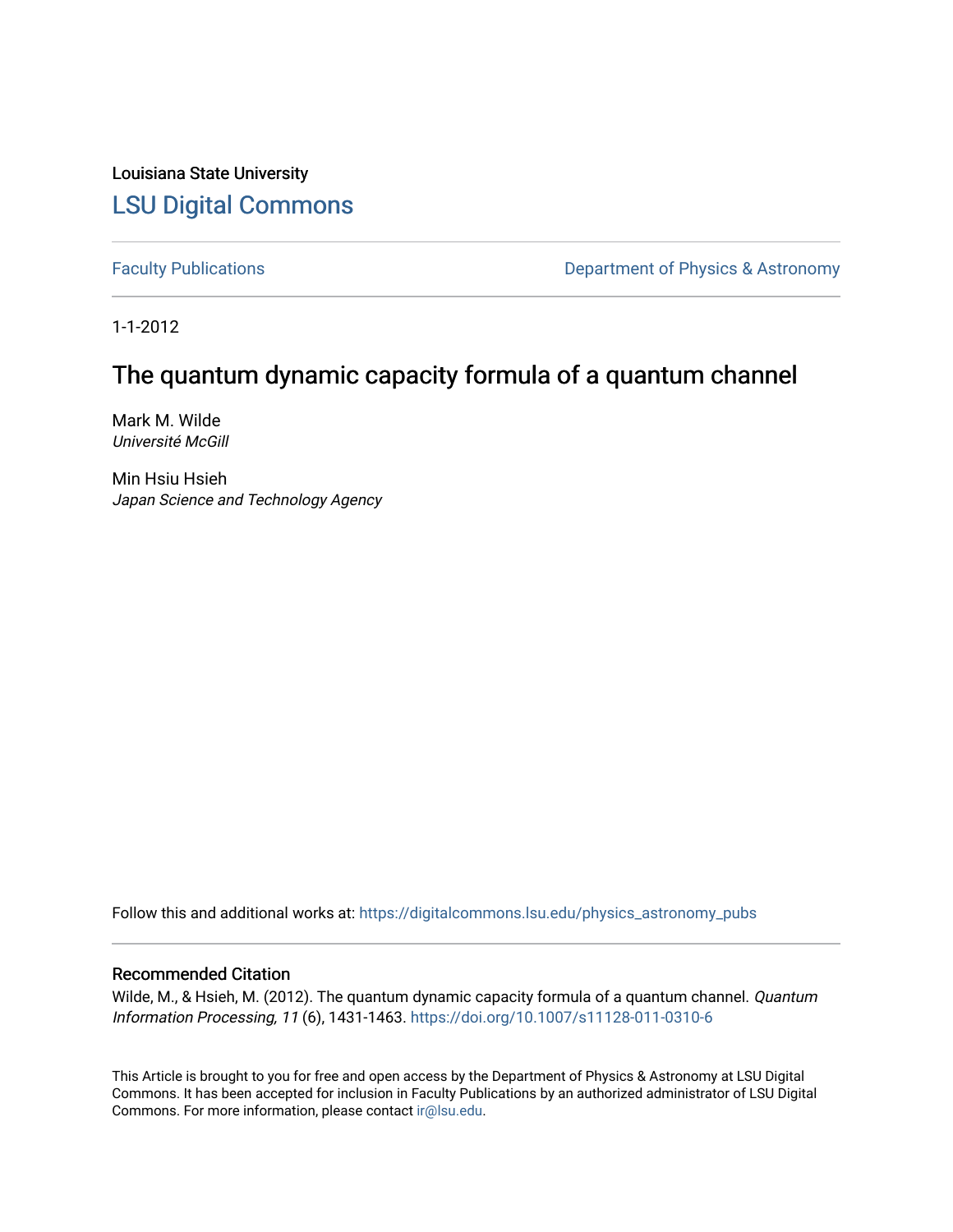Louisiana State University

# LSU Digital Commons

Faculty Publications | Department of Physics & Astronomy

1-1-2012

## The quantum dynamic capacity formula of a quantum channel

Mark M. Wilde
*Université McGill*

Min Hsiu Hsieh
*Japan Science and Technology Agency*

Follow this and additional works at: https://digitalcommons.lsu.edu/physics_astronomy_pubs

### Recommended Citation

Wilde, M., & Hsieh, M. (2012). The quantum dynamic capacity formula of a quantum channel. *Quantum Information Processing, 11* (6), 1431-1463. https://doi.org/10.1007/s11128-011-0310-6

This Article is brought to you for free and open access by the Department of Physics & Astronomy at LSU Digital Commons. It has been accepted for inclusion in Faculty Publications by an authorized administrator of LSU Digital Commons. For more information, please contact ir@lsu.edu.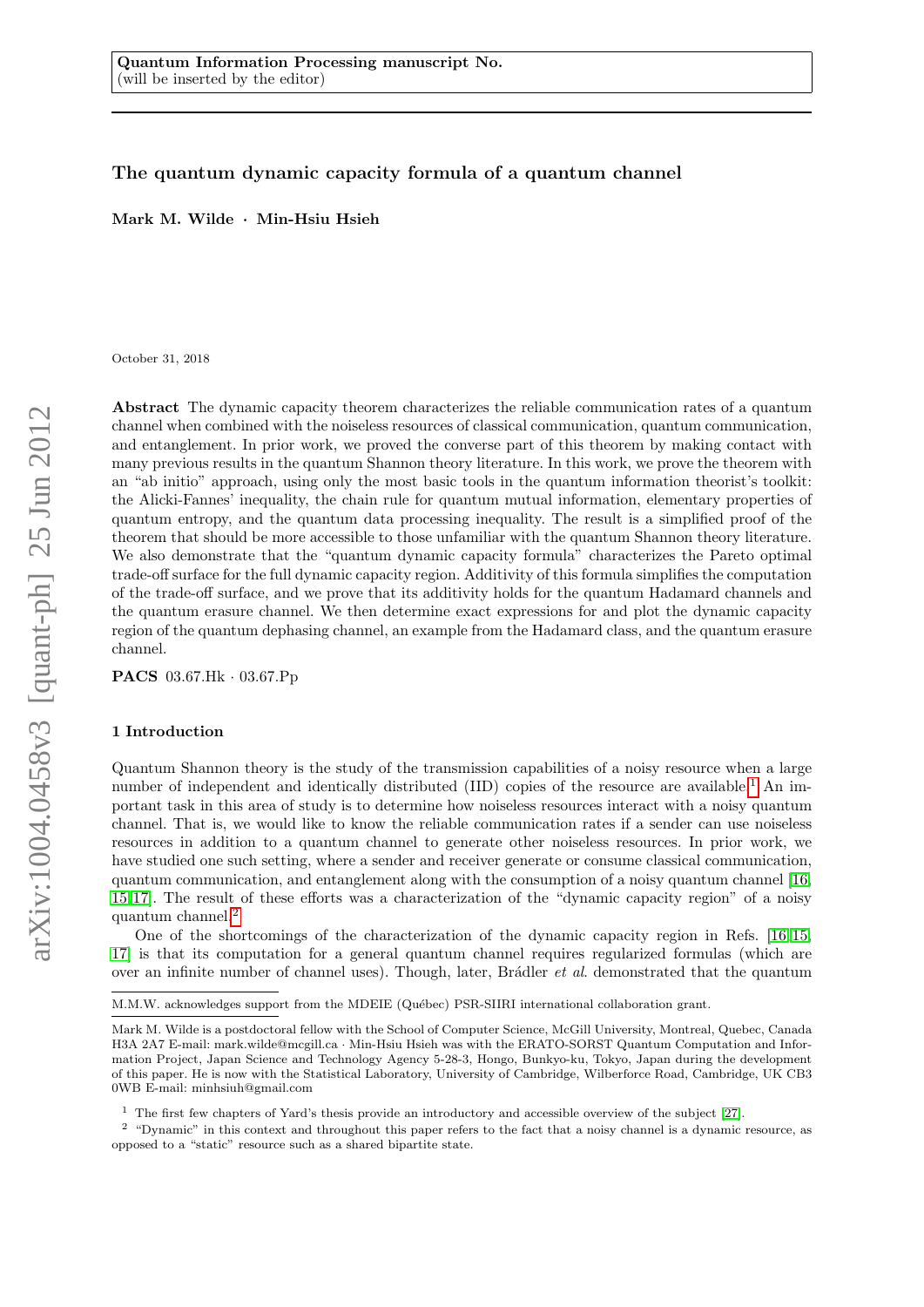# The quantum dynamic capacity formula of a quantum channel

**Mark M. Wilde · Min-Hsiu Hsieh**

October 31, 2018

**Abstract** The dynamic capacity theorem characterizes the reliable communication rates of a quantum channel when combined with the noiseless resources of classical communication, quantum communication, and entanglement. In prior work, we proved the converse part of this theorem by making contact with many previous results in the quantum Shannon theory literature. In this work, we prove the theorem with an "ab initio" approach, using only the most basic tools in the quantum information theorist's toolkit: the Alicki-Fannes' inequality, the chain rule for quantum mutual information, elementary properties of quantum entropy, and the quantum data processing inequality. The result is a simplified proof of the theorem that should be more accessible to those unfamiliar with the quantum Shannon theory literature. We also demonstrate that the "quantum dynamic capacity formula" characterizes the Pareto optimal trade-off surface for the full dynamic capacity region. Additivity of this formula simplifies the computation of the trade-off surface, and we prove that its additivity holds for the quantum Hadamard channels and the quantum erasure channel. We then determine exact expressions for and plot the dynamic capacity region of the quantum dephasing channel, an example from the Hadamard class, and the quantum erasure channel.

**PACS** 03.67.Hk · 03.67.Pp

## 1 Introduction

Quantum Shannon theory is the study of the transmission capabilities of a noisy resource when a large number of independent and identically distributed (IID) copies of the resource are available.[1] An important task in this area of study is to determine how noiseless resources interact with a noisy quantum channel. That is, we would like to know the reliable communication rates if a sender can use noiseless resources in addition to a quantum channel to generate other noiseless resources. In prior work, we have studied one such setting, where a sender and receiver generate or consume classical communication, quantum communication, and entanglement along with the consumption of a noisy quantum channel [16, 15, 17]. The result of these efforts was a characterization of the "dynamic capacity region" of a noisy quantum channel.[2]

One of the shortcomings of the characterization of the dynamic capacity region in Refs. [16, 15, 17] is that its computation for a general quantum channel requires regularized formulas (which are over an infinite number of channel uses). Though, later, Brádler *et al*. demonstrated that the quantum

M.M.W. acknowledges support from the MDEIE (Québec) PSR-SIIRI international collaboration grant.

Mark M. Wilde is a postdoctoral fellow with the School of Computer Science, McGill University, Montreal, Quebec, Canada H3A 2A7 E-mail: mark.wilde@mcgill.ca · Min-Hsiu Hsieh was with the ERATO-SORST Quantum Computation and Information Project, Japan Science and Technology Agency 5-28-3, Hongo, Bunkyo-ku, Tokyo, Japan during the development of this paper. He is now with the Statistical Laboratory, University of Cambridge, Wilberforce Road, Cambridge, UK CB3 0WB E-mail: minhsiuh@gmail.com

[1] The first few chapters of Yard's thesis provide an introductory and accessible overview of the subject [27].

[2] "Dynamic" in this context and throughout this paper refers to the fact that a noisy channel is a dynamic resource, as opposed to a "static" resource such as a shared bipartite state.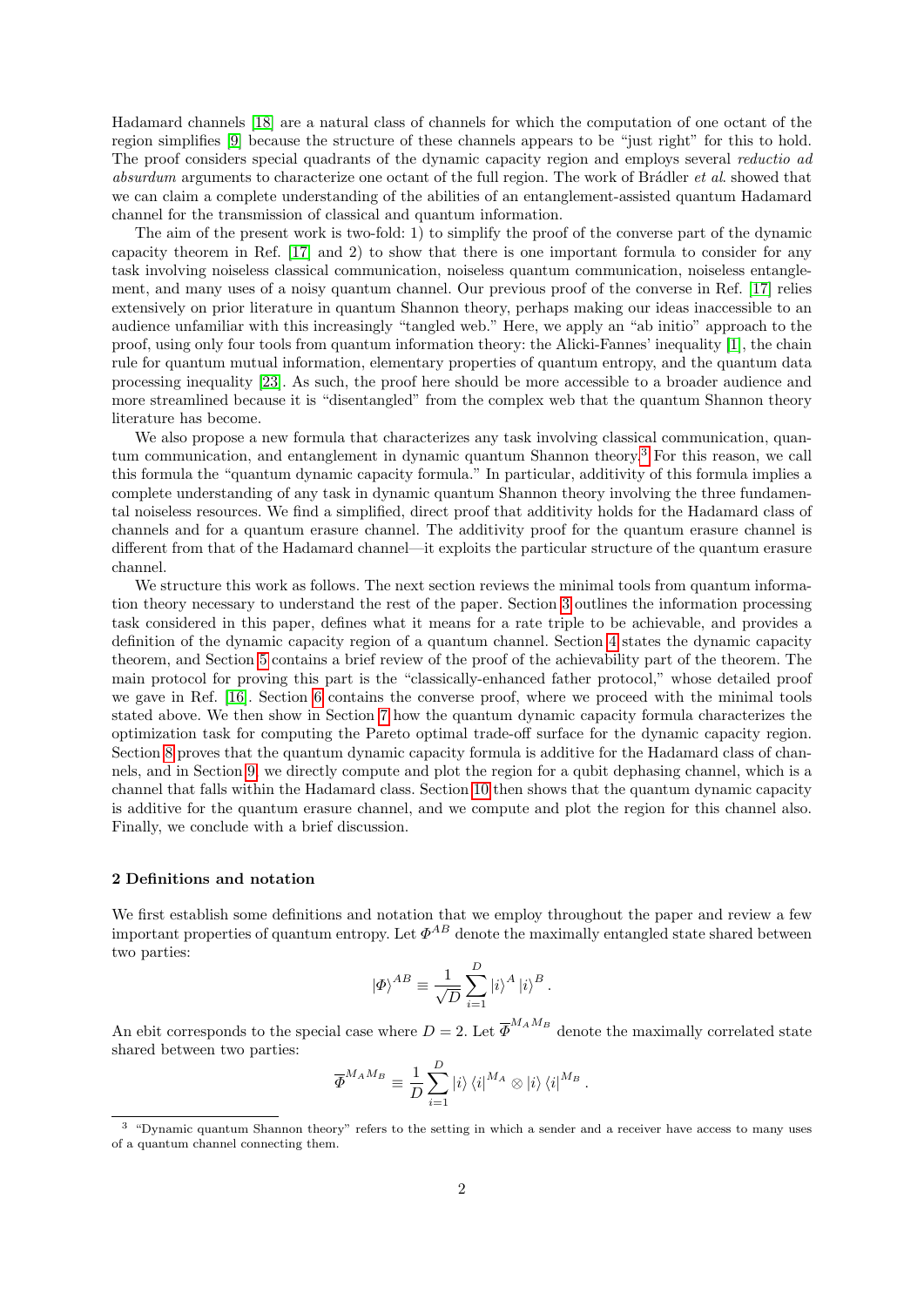Hadamard channels [18] are a natural class of channels for which the computation of one octant of the region simplifies [9] because the structure of these channels appears to be "just right" for this to hold. The proof considers special quadrants of the dynamic capacity region and employs several *reductio ad absurdum* arguments to characterize one octant of the full region. The work of Brádler *et al*. showed that we can claim a complete understanding of the abilities of an entanglement-assisted quantum Hadamard channel for the transmission of classical and quantum information.

The aim of the present work is two-fold: 1) to simplify the proof of the converse part of the dynamic capacity theorem in Ref. [17] and 2) to show that there is one important formula to consider for any task involving noiseless classical communication, noiseless quantum communication, noiseless entanglement, and many uses of a noisy quantum channel. Our previous proof of the converse in Ref. [17] relies extensively on prior literature in quantum Shannon theory, perhaps making our ideas inaccessible to an audience unfamiliar with this increasingly "tangled web." Here, we apply an "ab initio" approach to the proof, using only four tools from quantum information theory: the Alicki-Fannes' inequality [1], the chain rule for quantum mutual information, elementary properties of quantum entropy, and the quantum data processing inequality [23]. As such, the proof here should be more accessible to a broader audience and more streamlined because it is "disentangled" from the complex web that the quantum Shannon theory literature has become.

We also propose a new formula that characterizes any task involving classical communication, quantum communication, and entanglement in dynamic quantum Shannon theory.[3] For this reason, we call this formula the "quantum dynamic capacity formula." In particular, additivity of this formula implies a complete understanding of any task in dynamic quantum Shannon theory involving the three fundamental noiseless resources. We find a simplified, direct proof that additivity holds for the Hadamard class of channels and for a quantum erasure channel. The additivity proof for the quantum erasure channel is different from that of the Hadamard channel—it exploits the particular structure of the quantum erasure channel.

We structure this work as follows. The next section reviews the minimal tools from quantum information theory necessary to understand the rest of the paper. Section 3 outlines the information processing task considered in this paper, defines what it means for a rate triple to be achievable, and provides a definition of the dynamic capacity region of a quantum channel. Section 4 states the dynamic capacity theorem, and Section 5 contains a brief review of the proof of the achievability part of the theorem. The main protocol for proving this part is the "classically-enhanced father protocol," whose detailed proof we gave in Ref. [16]. Section 6 contains the converse proof, where we proceed with the minimal tools stated above. We then show in Section 7 how the quantum dynamic capacity formula characterizes the optimization task for computing the Pareto optimal trade-off surface for the dynamic capacity region. Section 8 proves that the quantum dynamic capacity formula is additive for the Hadamard class of channels, and in Section 9, we directly compute and plot the region for a qubit dephasing channel, which is a channel that falls within the Hadamard class. Section 10 then shows that the quantum dynamic capacity is additive for the quantum erasure channel, and we compute and plot the region for this channel also. Finally, we conclude with a brief discussion.

## 2 Definitions and notation

We first establish some definitions and notation that we employ throughout the paper and review a few important properties of quantum entropy. Let $\Phi^{AB}$ denote the maximally entangled state shared between two parties:

$$|\Phi\rangle^{AB} \equiv \frac{1}{\sqrt{D}} \sum_{i=1}^{D} |i\rangle^{A} |i\rangle^{B} .$$

An ebit corresponds to the special case where $D = 2$. Let $\overline{\Phi}^{M_A M_B}$ denote the maximally correlated state shared between two parties:

$$\overline{\Phi}^{M_A M_B} \equiv \frac{1}{D} \sum_{i=1}^{D} |i\rangle \langle i|^{M_A} \otimes |i\rangle \langle i|^{M_B} .$$

[3] "Dynamic quantum Shannon theory" refers to the setting in which a sender and a receiver have access to many uses of a quantum channel connecting them.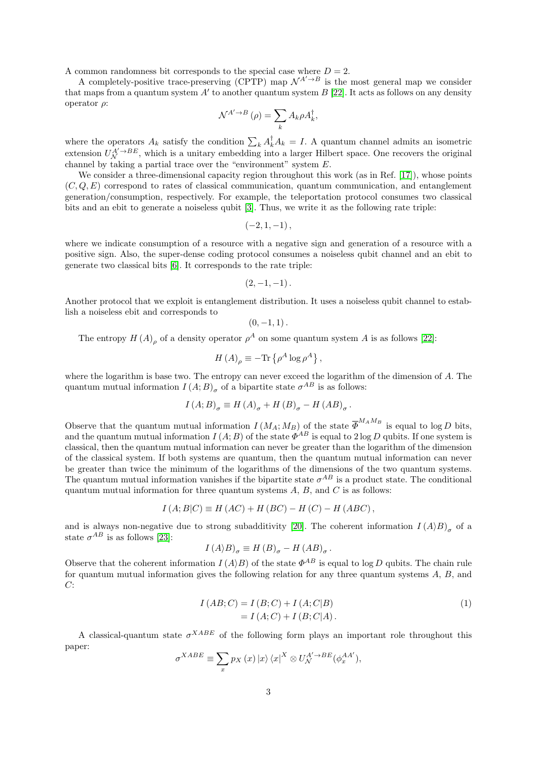A common randomness bit corresponds to the special case where $D = 2$.

A completely-positive trace-preserving (CPTP) map $\mathcal{N}^{A' \to B}$ is the most general map we consider that maps from a quantum system $A'$ to another quantum system $B$ [22]. It acts as follows on any density operator $\rho$:

$$\mathcal{N}^{A' \to B}(\rho) = \sum_k A_k \rho A_k^\dagger,$$

where the operators $A_k$ satisfy the condition $\sum_k A_k^\dagger A_k = I$. A quantum channel admits an isometric extension $U_{\mathcal{N}}^{A' \to BE}$, which is a unitary embedding into a larger Hilbert space. One recovers the original channel by taking a partial trace over the "environment" system $E$.

We consider a three-dimensional capacity region throughout this work (as in Ref. [17]), whose points $(C, Q, E)$ correspond to rates of classical communication, quantum communication, and entanglement generation/consumption, respectively. For example, the teleportation protocol consumes two classical bits and an ebit to generate a noiseless qubit [3]. Thus, we write it as the following rate triple:

$$(-2, 1, -1),$$

where we indicate consumption of a resource with a negative sign and generation of a resource with a positive sign. Also, the super-dense coding protocol consumes a noiseless qubit channel and an ebit to generate two classical bits [6]. It corresponds to the rate triple:

$$(2, -1, -1).$$

Another protocol that we exploit is entanglement distribution. It uses a noiseless qubit channel to establish a noiseless ebit and corresponds to

$$(0, -1, 1).$$

The entropy $H(A)_\rho$ of a density operator $\rho^A$ on some quantum system $A$ is as follows [22]:

$$H(A)_\rho \equiv -\text{Tr}\left\{\rho^A \log \rho^A\right\},$$

where the logarithm is base two. The entropy can never exceed the logarithm of the dimension of $A$. The quantum mutual information $I(A; B)_\sigma$ of a bipartite state $\sigma^{AB}$ is as follows:

$$I(A; B)_\sigma \equiv H(A)_\sigma + H(B)_\sigma - H(AB)_\sigma.$$

Observe that the quantum mutual information $I(M_A; M_B)$ of the state $\overline{\Phi}^{M_A M_B}$ is equal to $\log D$ bits, and the quantum mutual information $I(A; B)$ of the state $\Phi^{AB}$ is equal to $2 \log D$ qubits. If one system is classical, then the quantum mutual information can never be greater than the logarithm of the dimension of the classical system. If both systems are quantum, then the quantum mutual information can never be greater than twice the minimum of the logarithms of the dimensions of the two quantum systems. The quantum mutual information vanishes if the bipartite state $\sigma^{AB}$ is a product state. The conditional quantum mutual information for three quantum systems $A$, $B$, and $C$ is as follows:

$$I(A; B|C) \equiv H(AC) + H(BC) - H(C) - H(ABC),$$

and is always non-negative due to strong subadditivity [20]. The coherent information $I(A\rangle B)_\sigma$ of a state $\sigma^{AB}$ is as follows [23]:

$$I(A\rangle B)_\sigma \equiv H(B)_\sigma - H(AB)_\sigma.$$

Observe that the coherent information $I(A\rangle B)$ of the state $\Phi^{AB}$ is equal to $\log D$ qubits. The chain rule for quantum mutual information gives the following relation for any three quantum systems $A$, $B$, and $C$:

$$\begin{aligned} I(AB; C) &= I(B; C) + I(A; C|B) \\ &= I(A; C) + I(B; C|A). \end{aligned} \tag{1}$$

A classical-quantum state $\sigma^{XABE}$ of the following form plays an important role throughout this paper:

$$\sigma^{XABE} \equiv \sum_x p_X(x) |x\rangle\langle x|^X \otimes U_{\mathcal{N}}^{A' \to BE}(\phi_x^{AA'}),$$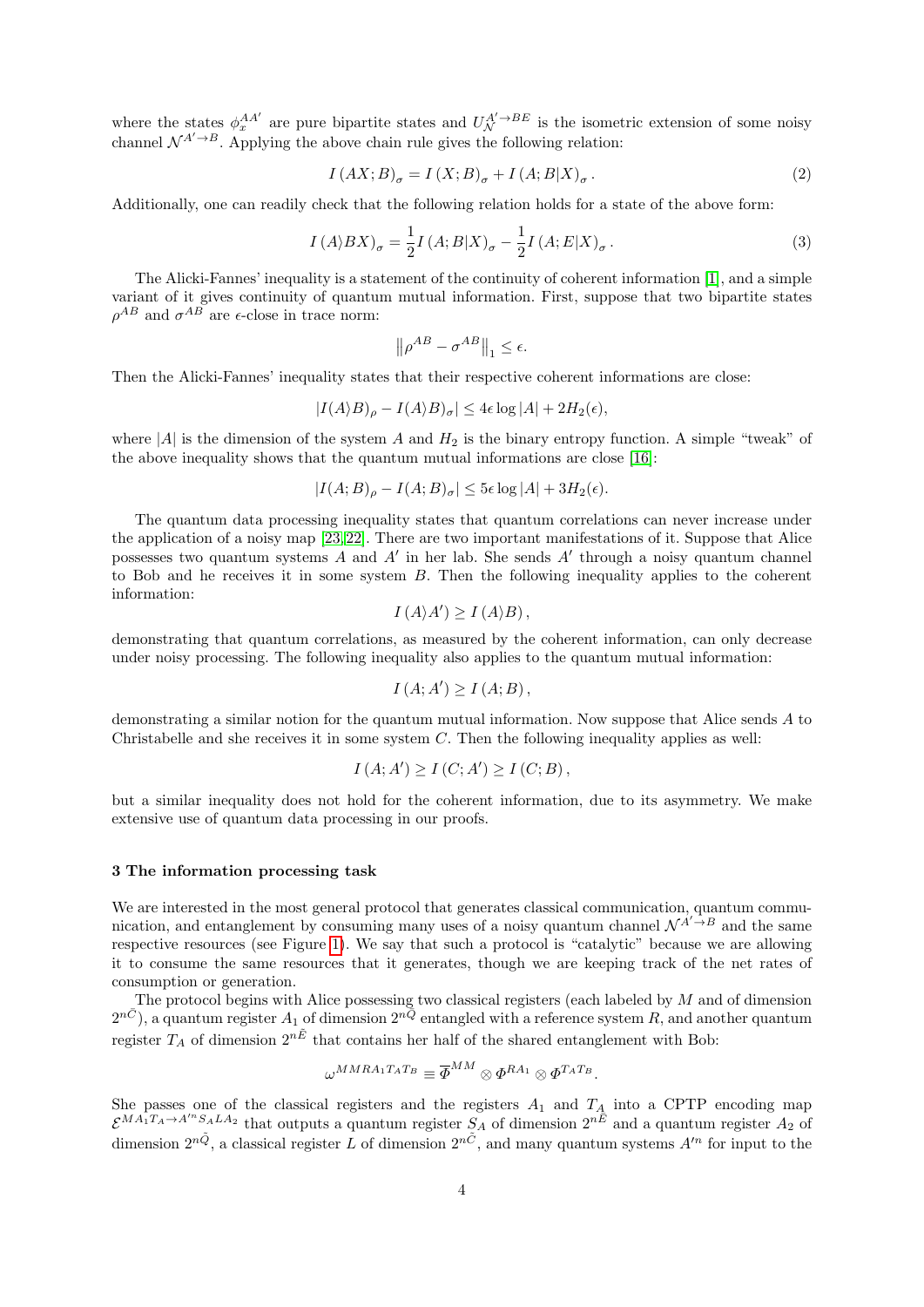where the states $\phi_x^{AA'}$ are pure bipartite states and $U_{\mathcal{N}}^{A'\to BE}$ is the isometric extension of some noisy channel $\mathcal{N}^{A'\to B}$. Applying the above chain rule gives the following relation:

$$I(AX;B)_\sigma = I(X;B)_\sigma + I(A;B|X)_\sigma\,. \tag{2}$$

Additionally, one can readily check that the following relation holds for a state of the above form:

$$I(A\rangle BX)_\sigma = \frac{1}{2}I(A;B|X)_\sigma - \frac{1}{2}I(A;E|X)_\sigma\,. \tag{3}$$

The Alicki-Fannes' inequality is a statement of the continuity of coherent information [1], and a simple variant of it gives continuity of quantum mutual information. First, suppose that two bipartite states $\rho^{AB}$ and $\sigma^{AB}$ are $\epsilon$-close in trace norm:

$$\left\|\rho^{AB} - \sigma^{AB}\right\|_1 \leq \epsilon.$$

Then the Alicki-Fannes' inequality states that their respective coherent informations are close:

$$|I(A\rangle B)_\rho - I(A\rangle B)_\sigma| \leq 4\epsilon \log|A| + 2H_2(\epsilon),$$

where $|A|$ is the dimension of the system $A$ and $H_2$ is the binary entropy function. A simple "tweak" of the above inequality shows that the quantum mutual informations are close [16]:

$$|I(A;B)_\rho - I(A;B)_\sigma| \leq 5\epsilon \log|A| + 3H_2(\epsilon).$$

The quantum data processing inequality states that quantum correlations can never increase under the application of a noisy map [23,22]. There are two important manifestations of it. Suppose that Alice possesses two quantum systems $A$ and $A'$ in her lab. She sends $A'$ through a noisy quantum channel to Bob and he receives it in some system $B$. Then the following inequality applies to the coherent information:

$$I(A\rangle A') \geq I(A\rangle B),$$

demonstrating that quantum correlations, as measured by the coherent information, can only decrease under noisy processing. The following inequality also applies to the quantum mutual information:

$$I(A;A') \geq I(A;B),$$

demonstrating a similar notion for the quantum mutual information. Now suppose that Alice sends $A$ to Christabelle and she receives it in some system $C$. Then the following inequality applies as well:

$$I(A;A') \geq I(C;A') \geq I(C;B),$$

but a similar inequality does not hold for the coherent information, due to its asymmetry. We make extensive use of quantum data processing in our proofs.

## 3 The information processing task

We are interested in the most general protocol that generates classical communication, quantum communication, and entanglement by consuming many uses of a noisy quantum channel $\mathcal{N}^{A'\to B}$ and the same respective resources (see Figure 1). We say that such a protocol is "catalytic" because we are allowing it to consume the same resources that it generates, though we are keeping track of the net rates of consumption or generation.

The protocol begins with Alice possessing two classical registers (each labeled by $M$ and of dimension $2^{n\bar{C}}$), a quantum register $A_1$ of dimension $2^{n\bar{Q}}$ entangled with a reference system $R$, and another quantum register $T_A$ of dimension $2^{n\bar{E}}$ that contains her half of the shared entanglement with Bob:

$$\omega^{MMRA_1T_AT_B} \equiv \overline{\Phi}^{MM} \otimes \Phi^{RA_1} \otimes \Phi^{T_AT_B}.$$

She passes one of the classical registers and the registers $A_1$ and $T_A$ into a CPTP encoding map $\mathcal{E}^{MA_1T_A\to A'^nS_ALA_2}$ that outputs a quantum register $S_A$ of dimension $2^{n\tilde{E}}$ and a quantum register $A_2$ of dimension $2^{n\tilde{Q}}$, a classical register $L$ of dimension $2^{n\tilde{C}}$, and many quantum systems $A'^n$ for input to the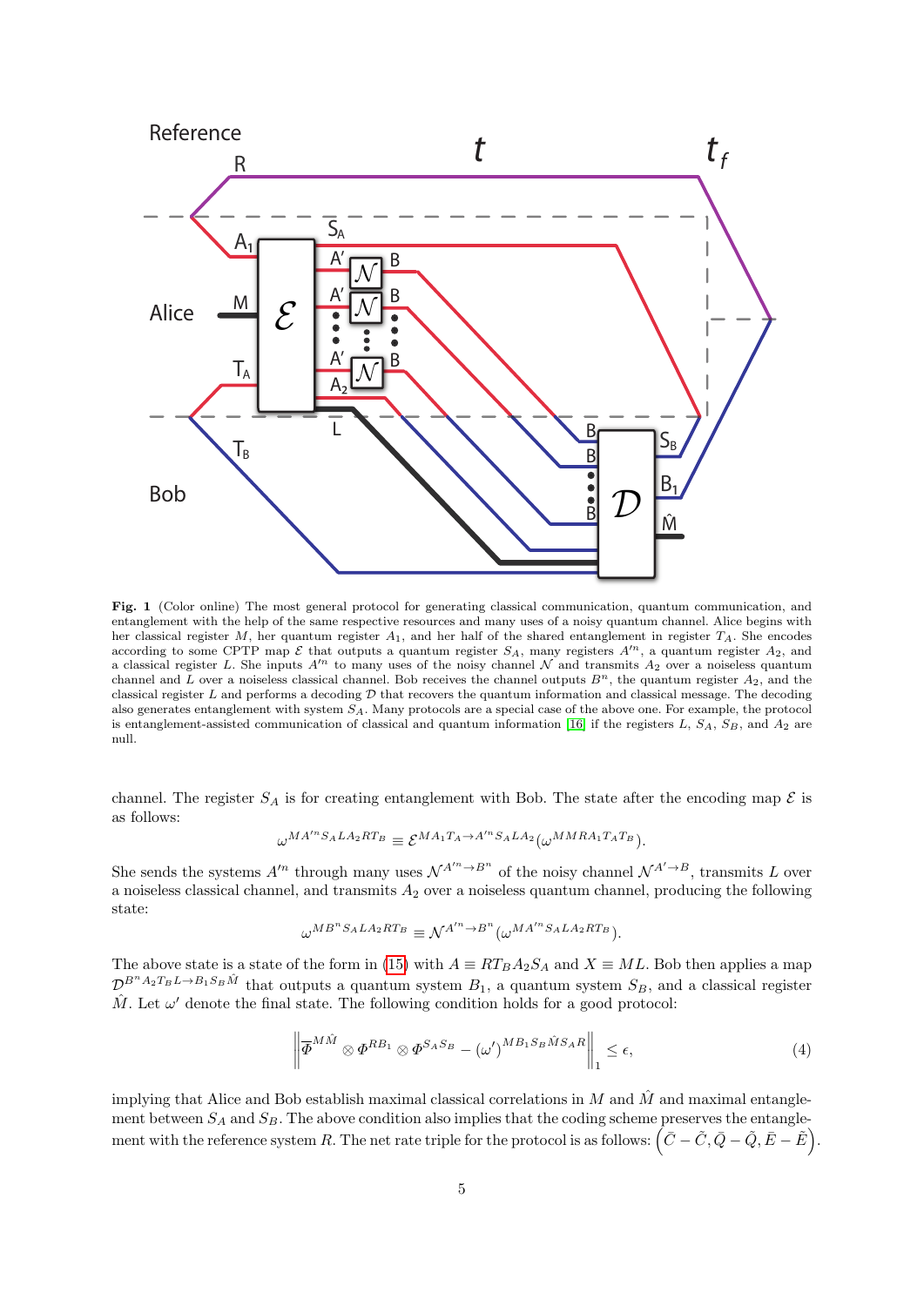**Fig. 1** (Color online) The most general protocol for generating classical communication, quantum communication, and entanglement with the help of the same respective resources and many uses of a noisy quantum channel. Alice begins with her classical register $M$, her quantum register $A_1$, and her half of the shared entanglement in register $T_A$. She encodes according to some CPTP map $\mathcal{E}$ that outputs a quantum register $S_A$, many registers $A'^n$, a quantum register $A_2$, and a classical register $L$. She inputs $A'^n$ to many uses of the noisy channel $\mathcal{N}$ and transmits $A_2$ over a noiseless quantum channel and $L$ over a noiseless classical channel. Bob receives the channel outputs $B^n$, the quantum register $A_2$, and the classical register $L$ and performs a decoding $\mathcal{D}$ that recovers the quantum information and classical message. The decoding also generates entanglement with system $S_A$. Many protocols are a special case of the above one. For example, the protocol is entanglement-assisted communication of classical and quantum information [16] if the registers $L$, $S_A$, $S_B$, and $A_2$ are null.

channel. The register $S_A$ is for creating entanglement with Bob. The state after the encoding map $\mathcal{E}$ is as follows:

$$\omega^{MA'^n S_A L A_2 R T_B} \equiv \mathcal{E}^{MA_1T_A \to A'^n S_A L A_2}(\omega^{MMRA_1T_AT_B}).$$

She sends the systems $A'^n$ through many uses $\mathcal{N}^{A'^n \to B^n}$ of the noisy channel $\mathcal{N}^{A' \to B}$, transmits $L$ over a noiseless classical channel, and transmits $A_2$ over a noiseless quantum channel, producing the following state:

$$\omega^{MB^n S_A L A_2 R T_B} \equiv \mathcal{N}^{A'^n \to B^n}(\omega^{MA'^n S_A L A_2 R T_B}).$$

The above state is a state of the form in (15) with $A \equiv RT_BA_2S_A$ and $X \equiv ML$. Bob then applies a map $\mathcal{D}^{B^n A_2 T_B L \to B_1 S_B \hat{M}}$ that outputs a quantum system $B_1$, a quantum system $S_B$, and a classical register $\hat{M}$. Let $\omega'$ denote the final state. The following condition holds for a good protocol:

$$\left\| \overline{\Phi}^{M\hat{M}} \otimes \Phi^{RB_1} \otimes \Phi^{S_AS_B} - (\omega')^{MB_1S_B\hat{M}S_AR} \right\|_1 \leq \epsilon, \tag{4}$$

implying that Alice and Bob establish maximal classical correlations in $M$ and $\hat{M}$ and maximal entanglement between $S_A$ and $S_B$. The above condition also implies that the coding scheme preserves the entanglement with the reference system $R$. The net rate triple for the protocol is as follows: $\left(\bar{C} - \tilde{C}, \bar{Q} - \tilde{Q}, \bar{E} - \tilde{E}\right)$.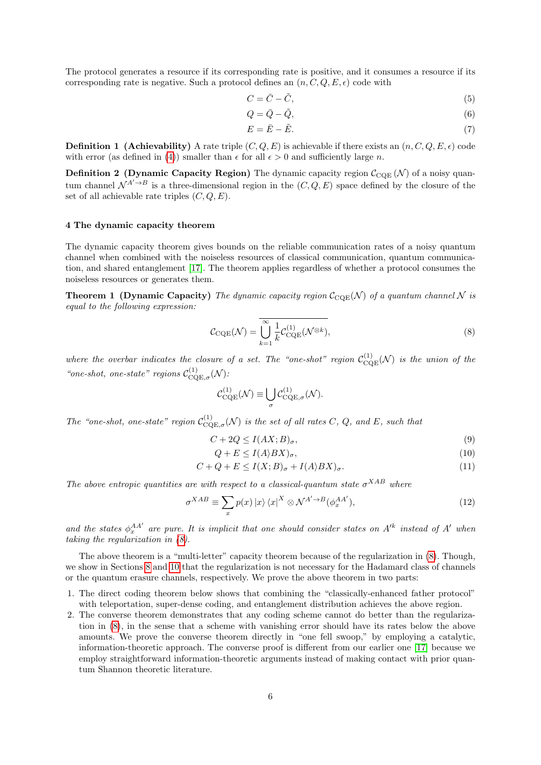The protocol generates a resource if its corresponding rate is positive, and it consumes a resource if its corresponding rate is negative. Such a protocol defines an $(n, C, Q, E, \epsilon)$ code with

$$C = \bar{C} - \tilde{C}, \tag{5}$$

$$Q = \bar{Q} - \tilde{Q}, \tag{6}$$

$$E = \bar{E} - \tilde{E}. \tag{7}$$

**Definition 1 (Achievability)** A rate triple $(C, Q, E)$ is achievable if there exists an $(n, C, Q, E, \epsilon)$ code with error (as defined in (4)) smaller than $\epsilon$ for all $\epsilon > 0$ and sufficiently large $n$.

**Definition 2 (Dynamic Capacity Region)** The dynamic capacity region $\mathcal{C}_{\text{CQE}}(\mathcal{N})$ of a noisy quantum channel $\mathcal{N}^{A' \to B}$ is a three-dimensional region in the $(C, Q, E)$ space defined by the closure of the set of all achievable rate triples $(C, Q, E)$.

## 4 The dynamic capacity theorem

The dynamic capacity theorem gives bounds on the reliable communication rates of a noisy quantum channel when combined with the noiseless resources of classical communication, quantum communication, and shared entanglement [17]. The theorem applies regardless of whether a protocol consumes the noiseless resources or generates them.

**Theorem 1 (Dynamic Capacity)** *The dynamic capacity region $\mathcal{C}_{\text{CQE}}(\mathcal{N})$ of a quantum channel $\mathcal{N}$ is equal to the following expression:*

$$\mathcal{C}_{\text{CQE}}(\mathcal{N}) = \overline{\bigcup_{k=1}^{\infty} \frac{1}{k} \mathcal{C}_{\text{CQE}}^{(1)}(\mathcal{N}^{\otimes k})}, \tag{8}$$

*where the overbar indicates the closure of a set. The "one-shot" region $\mathcal{C}_{\text{CQE}}^{(1)}(\mathcal{N})$ is the union of the "one-shot, one-state" regions $\mathcal{C}_{\text{CQE},\sigma}^{(1)}(\mathcal{N})$:*

$$\mathcal{C}_{\text{CQE}}^{(1)}(\mathcal{N}) \equiv \bigcup_{\sigma} \mathcal{C}_{\text{CQE},\sigma}^{(1)}(\mathcal{N}).$$

*The "one-shot, one-state" region $\mathcal{C}_{\text{CQE},\sigma}^{(1)}(\mathcal{N})$ is the set of all rates $C$, $Q$, and $E$, such that*

$$C + 2Q \leq I(AX; B)_{\sigma}, \tag{9}$$

$$Q + E \leq I(A \rangle BX)_{\sigma}, \tag{10}$$

$$C + Q + E \leq I(X; B)_{\sigma} + I(A \rangle BX)_{\sigma}. \tag{11}$$

*The above entropic quantities are with respect to a classical-quantum state $\sigma^{XAB}$ where*

$$\sigma^{XAB} \equiv \sum_x p(x) \left|x\right\rangle \left\langle x\right|^X \otimes \mathcal{N}^{A' \to B}(\phi_x^{AA'}), \tag{12}$$

*and the states $\phi_x^{AA'}$ are pure. It is implicit that one should consider states on $A'^k$ instead of $A'$ when taking the regularization in (8).*

The above theorem is a "multi-letter" capacity theorem because of the regularization in (8). Though, we show in Sections 8 and 10 that the regularization is not necessary for the Hadamard class of channels or the quantum erasure channels, respectively. We prove the above theorem in two parts:

1. The direct coding theorem below shows that combining the "classically-enhanced father protocol" with teleportation, super-dense coding, and entanglement distribution achieves the above region.
2. The converse theorem demonstrates that any coding scheme cannot do better than the regularization in (8), in the sense that a scheme with vanishing error should have its rates below the above amounts. We prove the converse theorem directly in "one fell swoop," by employing a catalytic, information-theoretic approach. The converse proof is different from our earlier one [17] because we employ straightforward information-theoretic arguments instead of making contact with prior quantum Shannon theoretic literature.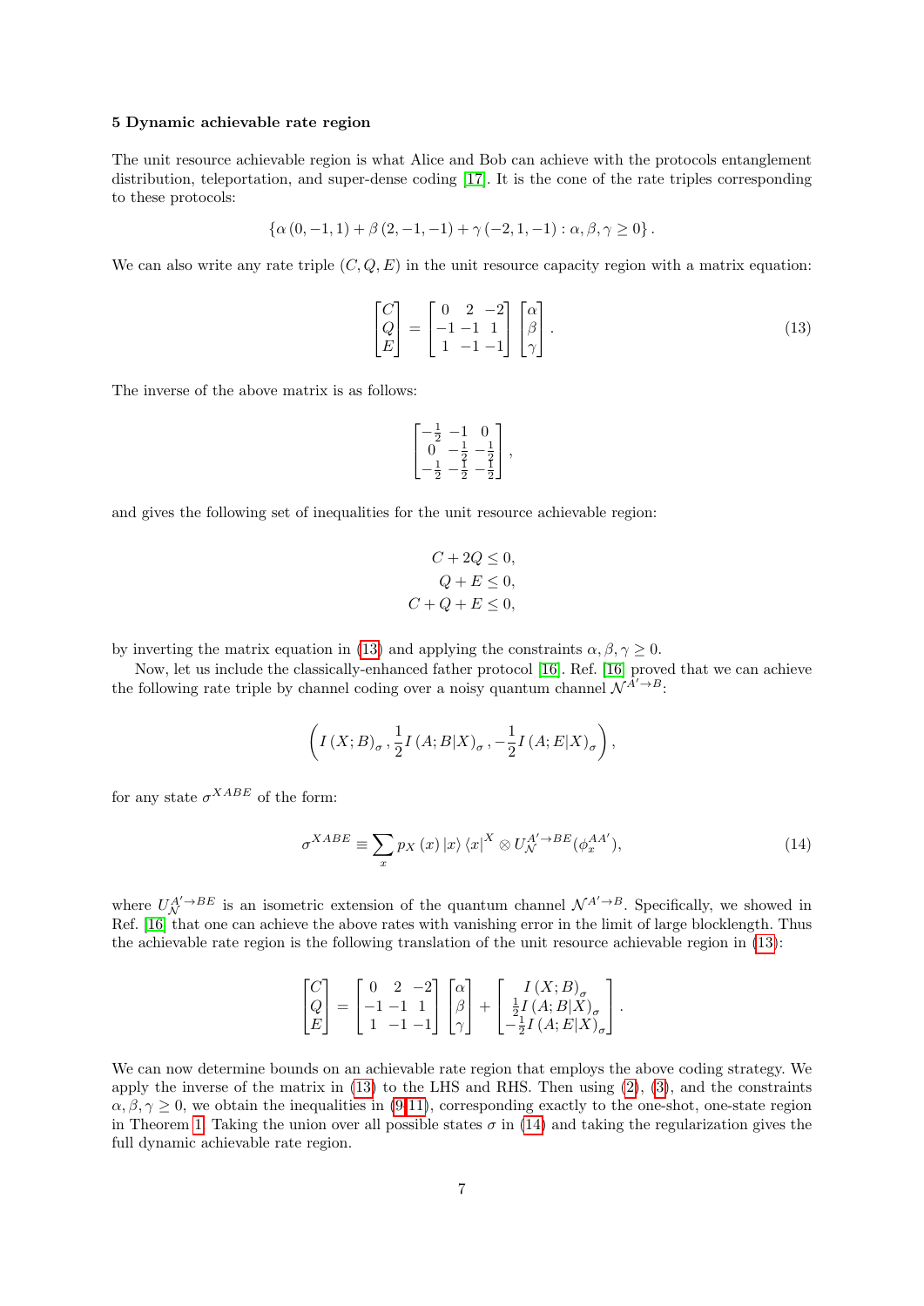### 5 Dynamic achievable rate region

The unit resource achievable region is what Alice and Bob can achieve with the protocols entanglement distribution, teleportation, and super-dense coding [17]. It is the cone of the rate triples corresponding to these protocols:

$$\{\alpha\,(0,-1,1)+\beta\,(2,-1,-1)+\gamma\,(-2,1,-1):\alpha,\beta,\gamma\geq 0\}.$$

We can also write any rate triple $(C,Q,E)$ in the unit resource capacity region with a matrix equation:

$$\begin{bmatrix} C\\ Q\\ E\end{bmatrix}=\begin{bmatrix} 0 & 2 & -2\\ -1 & -1 & 1\\ 1 & -1 & -1\end{bmatrix}\begin{bmatrix}\alpha\\ \beta\\ \gamma\end{bmatrix}. \tag{13}$$

The inverse of the above matrix is as follows:

$$\begin{bmatrix} -\frac{1}{2} & -1 & 0\\ 0 & -\frac{1}{2} & -\frac{1}{2}\\ -\frac{1}{2} & -\frac{1}{2} & -\frac{1}{2}\end{bmatrix},$$

and gives the following set of inequalities for the unit resource achievable region:

$$\begin{aligned} C+2Q&\leq 0,\\ Q+E&\leq 0,\\ C+Q+E&\leq 0,\end{aligned}$$

by inverting the matrix equation in (13) and applying the constraints $\alpha,\beta,\gamma\geq 0$.

Now, let us include the classically-enhanced father protocol [16]. Ref. [16] proved that we can achieve the following rate triple by channel coding over a noisy quantum channel $\mathcal{N}^{A'\rightarrow B}$:

$$\left(I\left(X;B\right)_{\sigma},\frac{1}{2}I\left(A;B|X\right)_{\sigma},-\frac{1}{2}I\left(A;E|X\right)_{\sigma}\right),$$

for any state $\sigma^{XABE}$ of the form:

$$\sigma^{XABE}\equiv\sum_{x}p_{X}\left(x\right)|x\rangle\langle x|^{X}\otimes U_{\mathcal{N}}^{A'\rightarrow BE}(\phi_{x}^{AA'}), \tag{14}$$

where $U_{\mathcal{N}}^{A'\rightarrow BE}$ is an isometric extension of the quantum channel $\mathcal{N}^{A'\rightarrow B}$. Specifically, we showed in Ref. [16] that one can achieve the above rates with vanishing error in the limit of large blocklength. Thus the achievable rate region is the following translation of the unit resource achievable region in (13):

$$\begin{bmatrix} C\\ Q\\ E\end{bmatrix}=\begin{bmatrix} 0 & 2 & -2\\ -1 & -1 & 1\\ 1 & -1 & -1\end{bmatrix}\begin{bmatrix}\alpha\\ \beta\\ \gamma\end{bmatrix}+\begin{bmatrix} I\left(X;B\right)_{\sigma}\\ \frac{1}{2}I\left(A;B|X\right)_{\sigma}\\ -\frac{1}{2}I\left(A;E|X\right)_{\sigma}\end{bmatrix}.$$

We can now determine bounds on an achievable rate region that employs the above coding strategy. We apply the inverse of the matrix in (13) to the LHS and RHS. Then using (2), (3), and the constraints $\alpha,\beta,\gamma\geq 0$, we obtain the inequalities in (9-11), corresponding exactly to the one-shot, one-state region in Theorem 1. Taking the union over all possible states $\sigma$ in (14) and taking the regularization gives the full dynamic achievable rate region.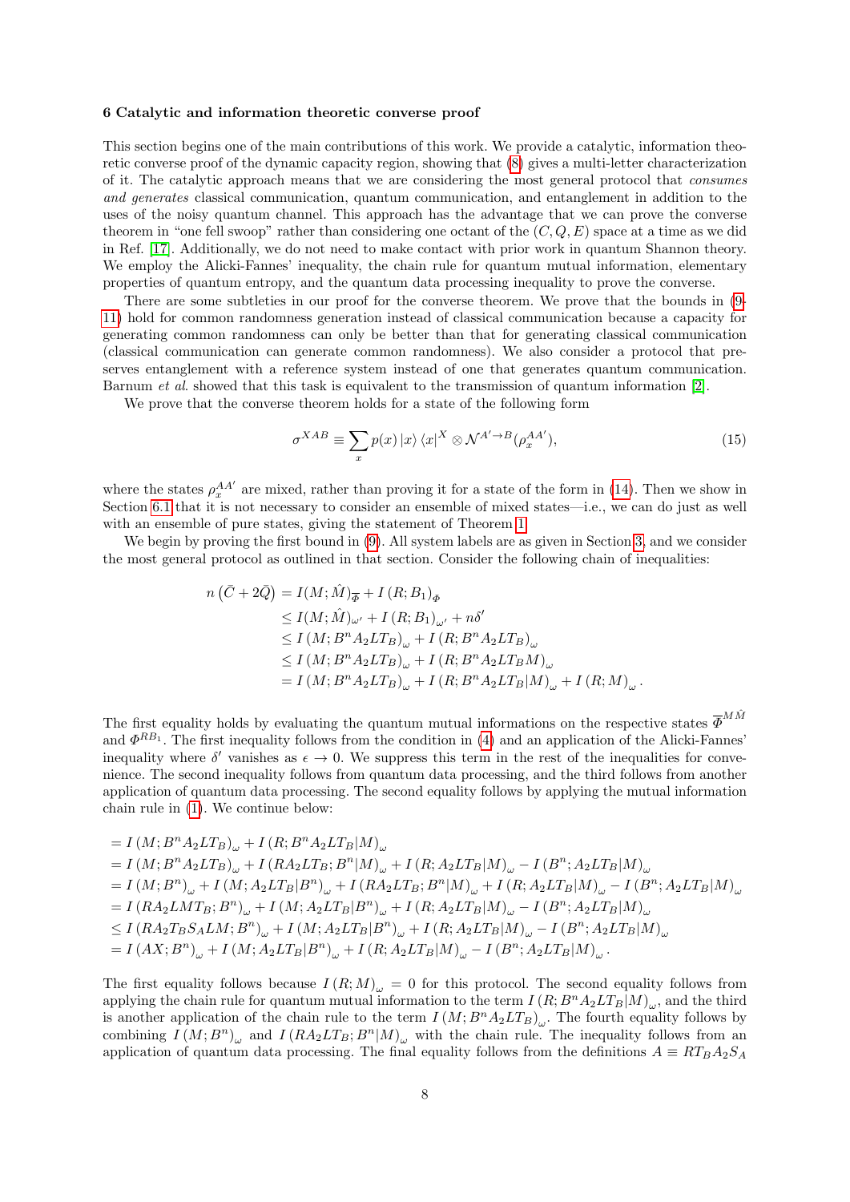## 6 Catalytic and information theoretic converse proof

This section begins one of the main contributions of this work. We provide a catalytic, information theoretic converse proof of the dynamic capacity region, showing that (8) gives a multi-letter characterization of it. The catalytic approach means that we are considering the most general protocol that *consumes and generates* classical communication, quantum communication, and entanglement in addition to the uses of the noisy quantum channel. This approach has the advantage that we can prove the converse theorem in "one fell swoop" rather than considering one octant of the $(C, Q, E)$ space at a time as we did in Ref. [17]. Additionally, we do not need to make contact with prior work in quantum Shannon theory. We employ the Alicki-Fannes' inequality, the chain rule for quantum mutual information, elementary properties of quantum entropy, and the quantum data processing inequality to prove the converse.

There are some subtleties in our proof for the converse theorem. We prove that the bounds in (9-11) hold for common randomness generation instead of classical communication because a capacity for generating common randomness can only be better than that for generating classical communication (classical communication can generate common randomness). We also consider a protocol that preserves entanglement with a reference system instead of one that generates quantum communication. Barnum *et al.* showed that this task is equivalent to the transmission of quantum information [2].

We prove that the converse theorem holds for a state of the following form

$$\sigma^{XAB} \equiv \sum_x p(x) \left|x\right\rangle \left\langle x\right|^X \otimes \mathcal{N}^{A' \to B}(\rho_x^{AA'}), \tag{15}$$

where the states $\rho_x^{AA'}$ are mixed, rather than proving it for a state of the form in (14). Then we show in Section 6.1 that it is not necessary to consider an ensemble of mixed states—i.e., we can do just as well with an ensemble of pure states, giving the statement of Theorem 1.

We begin by proving the first bound in (9). All system labels are as given in Section 3, and we consider the most general protocol as outlined in that section. Consider the following chain of inequalities:

$$\begin{aligned}
n\left(\bar{C} + 2\bar{Q}\right) &= I(M;\hat{M})_{\overline{\Phi}} + I\left(R;B_1\right)_{\Phi} \\
&\leq I(M;\hat{M})_{\omega'} + I\left(R;B_1\right)_{\omega'} + n\delta' \\
&\leq I\left(M;B^n A_2 L T_B\right)_{\omega} + I\left(R;B^n A_2 L T_B\right)_{\omega} \\
&\leq I\left(M;B^n A_2 L T_B\right)_{\omega} + I\left(R;B^n A_2 L T_B M\right)_{\omega} \\
&= I\left(M;B^n A_2 L T_B\right)_{\omega} + I\left(R;B^n A_2 L T_B|M\right)_{\omega} + I\left(R;M\right)_{\omega}.
\end{aligned}$$

The first equality holds by evaluating the quantum mutual informations on the respective states $\overline{\Phi}^{M\hat{M}}$ and $\Phi^{RB_1}$. The first inequality follows from the condition in (4) and an application of the Alicki-Fannes' inequality where $\delta'$ vanishes as $\epsilon \to 0$. We suppress this term in the rest of the inequalities for convenience. The second inequality follows from quantum data processing, and the third follows from another application of quantum data processing. The second equality follows by applying the mutual information chain rule in (1). We continue below:

$$\begin{aligned}
&= I\left(M;B^n A_2 L T_B\right)_{\omega} + I\left(R;B^n A_2 L T_B|M\right)_{\omega} \\
&= I\left(M;B^n A_2 L T_B\right)_{\omega} + I\left(R A_2 L T_B;B^n|M\right)_{\omega} + I\left(R;A_2 L T_B|M\right)_{\omega} - I\left(B^n;A_2 L T_B|M\right)_{\omega} \\
&= I\left(M;B^n\right)_{\omega} + I\left(M;A_2 L T_B|B^n\right)_{\omega} + I\left(R A_2 L T_B;B^n|M\right)_{\omega} + I\left(R;A_2 L T_B|M\right)_{\omega} - I\left(B^n;A_2 L T_B|M\right)_{\omega} \\
&= I\left(R A_2 L M T_B;B^n\right)_{\omega} + I\left(M;A_2 L T_B|B^n\right)_{\omega} + I\left(R;A_2 L T_B|M\right)_{\omega} - I\left(B^n;A_2 L T_B|M\right)_{\omega} \\
&\leq I\left(R A_2 T_B S_A L M;B^n\right)_{\omega} + I\left(M;A_2 L T_B|B^n\right)_{\omega} + I\left(R;A_2 L T_B|M\right)_{\omega} - I\left(B^n;A_2 L T_B|M\right)_{\omega} \\
&= I\left(AX;B^n\right)_{\omega} + I\left(M;A_2 L T_B|B^n\right)_{\omega} + I\left(R;A_2 L T_B|M\right)_{\omega} - I\left(B^n;A_2 L T_B|M\right)_{\omega}.
\end{aligned}$$

The first equality follows because $I\left(R;M\right)_{\omega} = 0$ for this protocol. The second equality follows from applying the chain rule for quantum mutual information to the term $I\left(R;B^n A_2 L T_B|M\right)_{\omega}$, and the third is another application of the chain rule to the term $I\left(M;B^n A_2 L T_B\right)_{\omega}$. The fourth equality follows by combining $I\left(M;B^n\right)_{\omega}$ and $I\left(R A_2 L T_B;B^n|M\right)_{\omega}$ with the chain rule. The inequality follows from an application of quantum data processing. The final equality follows from the definitions $A \equiv R T_B A_2 S_A$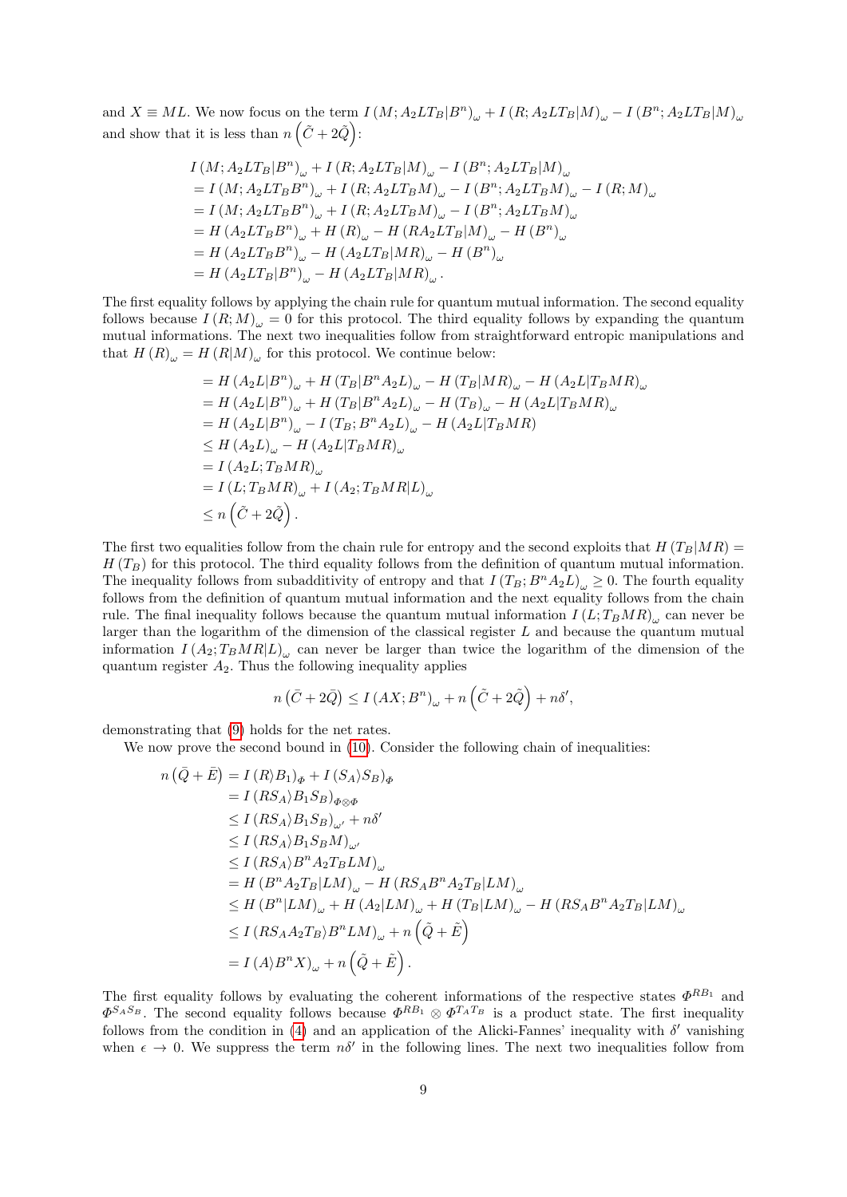and $X \equiv ML$. We now focus on the term $I(M;A_2LT_B|B^n)_\omega + I(R;A_2LT_B|M)_\omega - I(B^n;A_2LT_B|M)_\omega$ and show that it is less than $n\left(\tilde{C}+2\tilde{Q}\right)$:

$$
\begin{aligned}
& I(M;A_2LT_B|B^n)_\omega + I(R;A_2LT_B|M)_\omega - I(B^n;A_2LT_B|M)_\omega \\
&= I(M;A_2LT_BB^n)_\omega + I(R;A_2LT_BM)_\omega - I(B^n;A_2LT_BM)_\omega - I(R;M)_\omega \\
&= I(M;A_2LT_BB^n)_\omega + I(R;A_2LT_BM)_\omega - I(B^n;A_2LT_BM)_\omega \\
&= H(A_2LT_BB^n)_\omega + H(R)_\omega - H(RA_2LT_B|M)_\omega - H(B^n)_\omega \\
&= H(A_2LT_BB^n)_\omega - H(A_2LT_B|MR)_\omega - H(B^n)_\omega \\
&= H(A_2LT_B|B^n)_\omega - H(A_2LT_B|MR)_\omega .
\end{aligned}
$$

The first equality follows by applying the chain rule for quantum mutual information. The second equality follows because $I(R;M)_\omega = 0$ for this protocol. The third equality follows by expanding the quantum mutual informations. The next two inequalities follow from straightforward entropic manipulations and that $H(R)_\omega = H(R|M)_\omega$ for this protocol. We continue below:

$$
\begin{aligned}
&= H(A_2L|B^n)_\omega + H(T_B|B^nA_2L)_\omega - H(T_B|MR)_\omega - H(A_2L|T_BMR)_\omega \\
&= H(A_2L|B^n)_\omega + H(T_B|B^nA_2L)_\omega - H(T_B)_\omega - H(A_2L|T_BMR)_\omega \\
&= H(A_2L|B^n)_\omega - I(T_B;B^nA_2L)_\omega - H(A_2L|T_BMR) \\
&\leq H(A_2L)_\omega - H(A_2L|T_BMR)_\omega \\
&= I(A_2L;T_BMR)_\omega \\
&= I(L;T_BMR)_\omega + I(A_2;T_BMR|L)_\omega \\
&\leq n\left(\tilde{C}+2\tilde{Q}\right).
\end{aligned}
$$

The first two equalities follow from the chain rule for entropy and the second exploits that $H(T_B|MR) = H(T_B)$ for this protocol. The third equality follows from the definition of quantum mutual information. The inequality follows from subadditivity of entropy and that $I(T_B;B^nA_2L)_\omega \geq 0$. The fourth equality follows from the definition of quantum mutual information and the next equality follows from the chain rule. The final inequality follows because the quantum mutual information $I(L;T_BMR)_\omega$ can never be larger than the logarithm of the dimension of the classical register $L$ and because the quantum mutual information $I(A_2;T_BMR|L)_\omega$ can never be larger than twice the logarithm of the dimension of the quantum register $A_2$. Thus the following inequality applies

$$
n\left(\bar{C}+2\bar{Q}\right) \leq I(AX;B^n)_\omega + n\left(\tilde{C}+2\tilde{Q}\right) + n\delta',
$$

demonstrating that (9) holds for the net rates.

We now prove the second bound in (10). Consider the following chain of inequalities:

$$
\begin{aligned}
n\left(\bar{Q}+\bar{E}\right) &= I(R\rangle B_1)_\Phi + I(S_A\rangle S_B)_\Phi \\
&= I(RS_A\rangle B_1S_B)_{\Phi\otimes\Phi} \\
&\leq I(RS_A\rangle B_1S_B)_{\omega'} + n\delta' \\
&\leq I(RS_A\rangle B_1S_BM)_{\omega'} \\
&\leq I(RS_A\rangle B^nA_2T_BLM)_\omega \\
&= H(B^nA_2T_B|LM)_\omega - H(RS_AB^nA_2T_B|LM)_\omega \\
&\leq H(B^n|LM)_\omega + H(A_2|LM)_\omega + H(T_B|LM)_\omega - H(RS_AB^nA_2T_B|LM)_\omega \\
&\leq I(RS_AA_2T_B\rangle B^nLM)_\omega + n\left(\tilde{Q}+\tilde{E}\right) \\
&= I(A\rangle B^nX)_\omega + n\left(\tilde{Q}+\tilde{E}\right).
\end{aligned}
$$

The first equality follows by evaluating the coherent informations of the respective states $\Phi^{RB_1}$ and $\Phi^{S_AS_B}$. The second equality follows because $\Phi^{RB_1}\otimes\Phi^{T_AT_B}$ is a product state. The first inequality follows from the condition in (4) and an application of the Alicki-Fannes' inequality with $\delta'$ vanishing when $\epsilon \to 0$. We suppress the term $n\delta'$ in the following lines. The next two inequalities follow from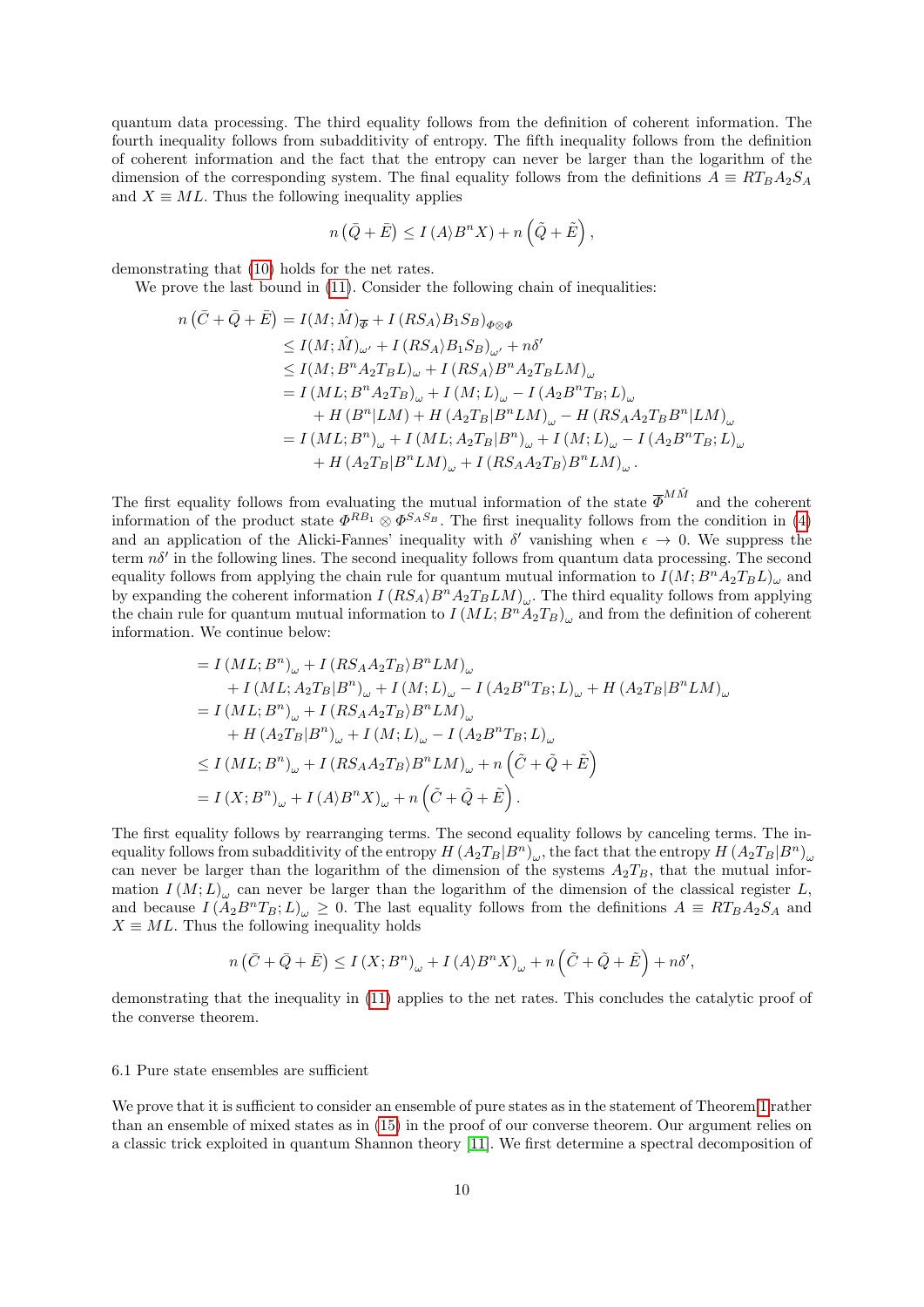quantum data processing. The third equality follows from the definition of coherent information. The fourth inequality follows from subadditivity of entropy. The fifth inequality follows from the definition of coherent information and the fact that the entropy can never be larger than the logarithm of the dimension of the corresponding system. The final equality follows from the definitions $A \equiv RT_B A_2 S_A$ and $X \equiv ML$. Thus the following inequality applies

$$n\left(\bar{Q}+\bar{E}\right) \leq I\left(A\rangle B^n X\right) + n\left(\tilde{Q}+\tilde{E}\right),$$

demonstrating that (10) holds for the net rates.

We prove the last bound in (11). Consider the following chain of inequalities:

$$\begin{aligned}
n\left(\bar{C}+\bar{Q}+\bar{E}\right) &= I(M;\hat{M})_{\overline{\Phi}} + I\left(RS_A\rangle B_1 S_B\right)_{\Phi\otimes\Phi} \\
&\leq I(M;\hat{M})_{\omega'} + I\left(RS_A\rangle B_1 S_B\right)_{\omega'} + n\delta' \\
&\leq I(M;B^n A_2 T_B L)_{\omega} + I\left(RS_A\rangle B^n A_2 T_B LM\right)_{\omega} \\
&= I\left(ML;B^n A_2 T_B\right)_{\omega} + I\left(M;L\right)_{\omega} - I\left(A_2 B^n T_B;L\right)_{\omega} \\
&\quad + H\left(B^n|LM\right) + H\left(A_2 T_B|B^n LM\right)_{\omega} - H\left(RS_A A_2 T_B B^n|LM\right)_{\omega} \\
&= I\left(ML;B^n\right)_{\omega} + I\left(ML;A_2 T_B|B^n\right)_{\omega} + I\left(M;L\right)_{\omega} - I\left(A_2 B^n T_B;L\right)_{\omega} \\
&\quad + H\left(A_2 T_B|B^n LM\right)_{\omega} + I\left(RS_A A_2 T_B\rangle B^n LM\right)_{\omega}.
\end{aligned}$$

The first equality follows from evaluating the mutual information of the state $\overline{\Phi}^{M\hat{M}}$ and the coherent information of the product state $\Phi^{RB_1} \otimes \Phi^{S_A S_B}$. The first inequality follows from the condition in (4) and an application of the Alicki-Fannes' inequality with $\delta'$ vanishing when $\epsilon \to 0$. We suppress the term $n\delta'$ in the following lines. The second inequality follows from quantum data processing. The second equality follows from applying the chain rule for quantum mutual information to $I(M;B^n A_2 T_B L)_\omega$ and by expanding the coherent information $I\left(RS_A\rangle B^n A_2 T_B LM\right)_\omega$. The third equality follows from applying the chain rule for quantum mutual information to $I\left(ML;B^n A_2 T_B\right)_\omega$ and from the definition of coherent information. We continue below:

$$\begin{aligned}
&= I\left(ML;B^n\right)_{\omega} + I\left(RS_A A_2 T_B\rangle B^n LM\right)_{\omega} \\
&\quad + I\left(ML;A_2 T_B|B^n\right)_{\omega} + I\left(M;L\right)_{\omega} - I\left(A_2 B^n T_B;L\right)_{\omega} + H\left(A_2 T_B|B^n LM\right)_{\omega} \\
&= I\left(ML;B^n\right)_{\omega} + I\left(RS_A A_2 T_B\rangle B^n LM\right)_{\omega} \\
&\quad + H\left(A_2 T_B|B^n\right)_{\omega} + I\left(M;L\right)_{\omega} - I\left(A_2 B^n T_B;L\right)_{\omega} \\
&\leq I\left(ML;B^n\right)_{\omega} + I\left(RS_A A_2 T_B\rangle B^n LM\right)_{\omega} + n\left(\tilde{C}+\tilde{Q}+\tilde{E}\right) \\
&= I\left(X;B^n\right)_{\omega} + I\left(A\rangle B^n X\right)_{\omega} + n\left(\tilde{C}+\tilde{Q}+\tilde{E}\right).
\end{aligned}$$

The first equality follows by rearranging terms. The second equality follows by canceling terms. The inequality follows from subadditivity of the entropy $H\left(A_2 T_B|B^n\right)_\omega$, the fact that the entropy $H\left(A_2 T_B|B^n\right)_\omega$ can never be larger than the logarithm of the dimension of the systems $A_2 T_B$, that the mutual information $I\left(M;L\right)_\omega$ can never be larger than the logarithm of the dimension of the classical register $L$, and because $I\left(A_2 B^n T_B;L\right)_\omega \geq 0$. The last equality follows from the definitions $A \equiv RT_B A_2 S_A$ and $X \equiv ML$. Thus the following inequality holds

$$n\left(\bar{C}+\bar{Q}+\bar{E}\right) \leq I\left(X;B^n\right)_{\omega} + I\left(A\rangle B^n X\right)_{\omega} + n\left(\tilde{C}+\tilde{Q}+\tilde{E}\right) + n\delta',$$

demonstrating that the inequality in (11) applies to the net rates. This concludes the catalytic proof of the converse theorem.

### 6.1 Pure state ensembles are sufficient

We prove that it is sufficient to consider an ensemble of pure states as in the statement of Theorem 1 rather than an ensemble of mixed states as in (15) in the proof of our converse theorem. Our argument relies on a classic trick exploited in quantum Shannon theory [11]. We first determine a spectral decomposition of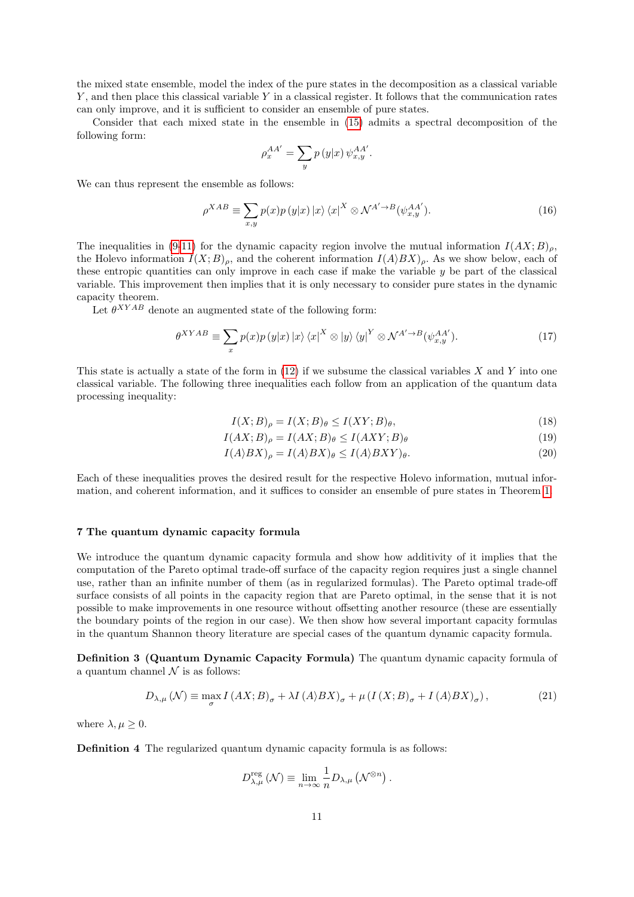the mixed state ensemble, model the index of the pure states in the decomposition as a classical variable $Y$, and then place this classical variable $Y$ in a classical register. It follows that the communication rates can only improve, and it is sufficient to consider an ensemble of pure states.

Consider that each mixed state in the ensemble in (15) admits a spectral decomposition of the following form:

$$\rho_x^{AA'} = \sum_y p(y|x)\, \psi_{x,y}^{AA'}.$$

We can thus represent the ensemble as follows:

$$\rho^{XAB} \equiv \sum_{x,y} p(x)p(y|x)\, |x\rangle\langle x|^X \otimes \mathcal{N}^{A'\to B}(\psi_{x,y}^{AA'}). \tag{16}$$

The inequalities in (9-11) for the dynamic capacity region involve the mutual information $I(AX;B)_\rho$, the Holevo information $I(X;B)_\rho$, and the coherent information $I(A\rangle BX)_\rho$. As we show below, each of these entropic quantities can only improve in each case if make the variable $y$ be part of the classical variable. This improvement then implies that it is only necessary to consider pure states in the dynamic capacity theorem.

Let $\theta^{XYAB}$ denote an augmented state of the following form:

$$\theta^{XYAB} \equiv \sum_x p(x)p(y|x)\, |x\rangle\langle x|^X \otimes |y\rangle\langle y|^Y \otimes \mathcal{N}^{A'\to B}(\psi_{x,y}^{AA'}). \tag{17}$$

This state is actually a state of the form in (12) if we subsume the classical variables $X$ and $Y$ into one classical variable. The following three inequalities each follow from an application of the quantum data processing inequality:

$$I(X;B)_\rho = I(X;B)_\theta \leq I(XY;B)_\theta, \tag{18}$$

$$I(AX;B)_\rho = I(AX;B)_\theta \leq I(AXY;B)_\theta \tag{19}$$

$$I(A\rangle BX)_\rho = I(A\rangle BX)_\theta \leq I(A\rangle BXY)_\theta. \tag{20}$$

Each of these inequalities proves the desired result for the respective Holevo information, mutual information, and coherent information, and it suffices to consider an ensemble of pure states in Theorem 1.

## 7 The quantum dynamic capacity formula

We introduce the quantum dynamic capacity formula and show how additivity of it implies that the computation of the Pareto optimal trade-off surface of the capacity region requires just a single channel use, rather than an infinite number of them (as in regularized formulas). The Pareto optimal trade-off surface consists of all points in the capacity region that are Pareto optimal, in the sense that it is not possible to make improvements in one resource without offsetting another resource (these are essentially the boundary points of the region in our case). We then show how several important capacity formulas in the quantum Shannon theory literature are special cases of the quantum dynamic capacity formula.

**Definition 3 (Quantum Dynamic Capacity Formula)** The quantum dynamic capacity formula of a quantum channel $\mathcal{N}$ is as follows:

$$D_{\lambda,\mu}(\mathcal{N}) \equiv \max_\sigma I(AX;B)_\sigma + \lambda I(A\rangle BX)_\sigma + \mu\left(I(X;B)_\sigma + I(A\rangle BX)_\sigma\right), \tag{21}$$

where $\lambda, \mu \geq 0$.

**Definition 4** The regularized quantum dynamic capacity formula is as follows:

$$D_{\lambda,\mu}^{\text{reg}}(\mathcal{N}) \equiv \lim_{n\to\infty} \frac{1}{n} D_{\lambda,\mu}\left(\mathcal{N}^{\otimes n}\right).$$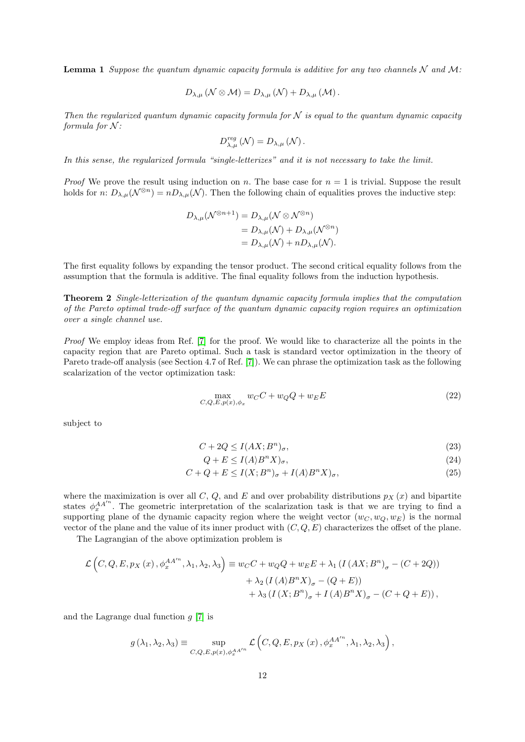**Lemma 1** *Suppose the quantum dynamic capacity formula is additive for any two channels $\mathcal{N}$ and $\mathcal{M}$:*

$$D_{\lambda,\mu}\left(\mathcal{N}\otimes\mathcal{M}\right) = D_{\lambda,\mu}\left(\mathcal{N}\right) + D_{\lambda,\mu}\left(\mathcal{M}\right).$$

*Then the regularized quantum dynamic capacity formula for $\mathcal{N}$ is equal to the quantum dynamic capacity formula for $\mathcal{N}$:*

$$D_{\lambda,\mu}^{reg}\left(\mathcal{N}\right) = D_{\lambda,\mu}\left(\mathcal{N}\right).$$

*In this sense, the regularized formula "single-letterizes" and it is not necessary to take the limit.*

*Proof* We prove the result using induction on $n$. The base case for $n = 1$ is trivial. Suppose the result holds for $n$: $D_{\lambda,\mu}(\mathcal{N}^{\otimes n}) = nD_{\lambda,\mu}(\mathcal{N})$. Then the following chain of equalities proves the inductive step:

$$\begin{aligned}
D_{\lambda,\mu}(\mathcal{N}^{\otimes n+1}) &= D_{\lambda,\mu}(\mathcal{N}\otimes\mathcal{N}^{\otimes n}) \\
&= D_{\lambda,\mu}(\mathcal{N}) + D_{\lambda,\mu}(\mathcal{N}^{\otimes n}) \\
&= D_{\lambda,\mu}(\mathcal{N}) + nD_{\lambda,\mu}(\mathcal{N}).
\end{aligned}$$

The first equality follows by expanding the tensor product. The second critical equality follows from the assumption that the formula is additive. The final equality follows from the induction hypothesis.

**Theorem 2** *Single-letterization of the quantum dynamic capacity formula implies that the computation of the Pareto optimal trade-off surface of the quantum dynamic capacity region requires an optimization over a single channel use.*

*Proof* We employ ideas from Ref. [7] for the proof. We would like to characterize all the points in the capacity region that are Pareto optimal. Such a task is standard vector optimization in the theory of Pareto trade-off analysis (see Section 4.7 of Ref. [7]). We can phrase the optimization task as the following scalarization of the vector optimization task:

$$\max_{C,Q,E,p(x),\phi_x} w_C C + w_Q Q + w_E E \tag{22}$$

subject to

$$C + 2Q \leq I(AX;B^n)_\sigma, \tag{23}$$

$$Q + E \leq I(A\rangle B^n X)_\sigma, \tag{24}$$

$$C + Q + E \leq I(X;B^n)_\sigma + I(A\rangle B^n X)_\sigma, \tag{25}$$

where the maximization is over all $C$, $Q$, and $E$ and over probability distributions $p_X(x)$ and bipartite states $\phi_x^{AA'^n}$. The geometric interpretation of the scalarization task is that we are trying to find a supporting plane of the dynamic capacity region where the weight vector $(w_C, w_Q, w_E)$ is the normal vector of the plane and the value of its inner product with $(C, Q, E)$ characterizes the offset of the plane.

The Lagrangian of the above optimization problem is

$$\begin{aligned}
\mathcal{L}\left(C,Q,E,p_X(x),\phi_x^{AA'^n},\lambda_1,\lambda_2,\lambda_3\right) \equiv\ & w_C C + w_Q Q + w_E E + \lambda_1\left(I\left(AX;B^n\right)_\sigma - (C+2Q)\right) \\
& + \lambda_2\left(I\left(A\rangle B^n X\right)_\sigma - (Q+E)\right) \\
& + \lambda_3\left(I\left(X;B^n\right)_\sigma + I\left(A\rangle B^n X\right)_\sigma - (C+Q+E)\right),
\end{aligned}$$

and the Lagrange dual function $g$ [7] is

$$g\left(\lambda_1,\lambda_2,\lambda_3\right) \equiv \sup_{C,Q,E,p(x),\phi_x^{AA'^n}} \mathcal{L}\left(C,Q,E,p_X(x),\phi_x^{AA'^n},\lambda_1,\lambda_2,\lambda_3\right),$$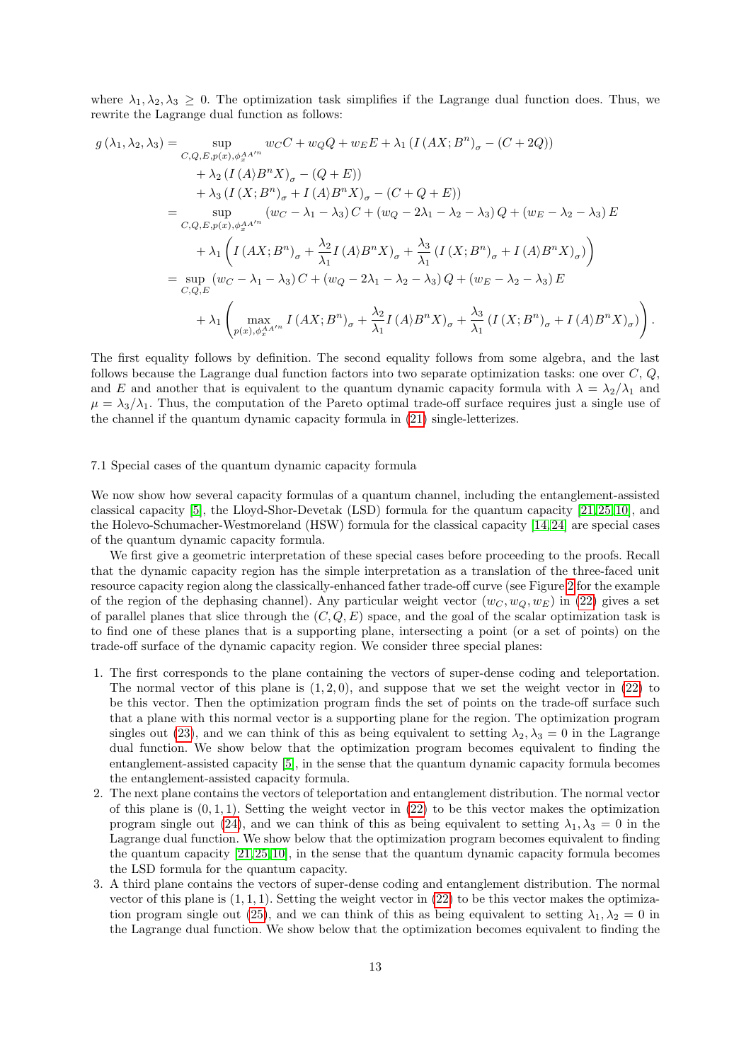where $\lambda_1, \lambda_2, \lambda_3 \geq 0$. The optimization task simplifies if the Lagrange dual function does. Thus, we rewrite the Lagrange dual function as follows:

$$
\begin{aligned}
g(\lambda_1, \lambda_2, \lambda_3) = & \sup_{C,Q,E,p(x),\phi_x^{AA'^n}} w_C C + w_Q Q + w_E E + \lambda_1 \left( I(AX;B^n)_\sigma - (C+2Q) \right) \\
& + \lambda_2 \left( I(A\rangle B^n X)_\sigma - (Q+E) \right) \\
& + \lambda_3 \left( I(X;B^n)_\sigma + I(A\rangle B^n X)_\sigma - (C+Q+E) \right) \\
= & \sup_{C,Q,E,p(x),\phi_x^{AA'^n}} (w_C - \lambda_1 - \lambda_3) C + (w_Q - 2\lambda_1 - \lambda_2 - \lambda_3) Q + (w_E - \lambda_2 - \lambda_3) E \\
& + \lambda_1 \left( I(AX;B^n)_\sigma + \frac{\lambda_2}{\lambda_1} I(A\rangle B^n X)_\sigma + \frac{\lambda_3}{\lambda_1} \left( I(X;B^n)_\sigma + I(A\rangle B^n X)_\sigma \right) \right) \\
= & \sup_{C,Q,E} (w_C - \lambda_1 - \lambda_3) C + (w_Q - 2\lambda_1 - \lambda_2 - \lambda_3) Q + (w_E - \lambda_2 - \lambda_3) E \\
& + \lambda_1 \left( \max_{p(x),\phi_x^{AA'^n}} I(AX;B^n)_\sigma + \frac{\lambda_2}{\lambda_1} I(A\rangle B^n X)_\sigma + \frac{\lambda_3}{\lambda_1} \left( I(X;B^n)_\sigma + I(A\rangle B^n X)_\sigma \right) \right).
\end{aligned}
$$

The first equality follows by definition. The second equality follows from some algebra, and the last follows because the Lagrange dual function factors into two separate optimization tasks: one over $C$, $Q$, and $E$ and another that is equivalent to the quantum dynamic capacity formula with $\lambda = \lambda_2/\lambda_1$ and $\mu = \lambda_3/\lambda_1$. Thus, the computation of the Pareto optimal trade-off surface requires just a single use of the channel if the quantum dynamic capacity formula in (21) single-letterizes.

### 7.1 Special cases of the quantum dynamic capacity formula

We now show how several capacity formulas of a quantum channel, including the entanglement-assisted classical capacity [5], the Lloyd-Shor-Devetak (LSD) formula for the quantum capacity [21,25,10], and the Holevo-Schumacher-Westmoreland (HSW) formula for the classical capacity [14,24] are special cases of the quantum dynamic capacity formula.

We first give a geometric interpretation of these special cases before proceeding to the proofs. Recall that the dynamic capacity region has the simple interpretation as a translation of the three-faced unit resource capacity region along the classically-enhanced father trade-off curve (see Figure 2 for the example of the region of the dephasing channel). Any particular weight vector $(w_C, w_Q, w_E)$ in (22) gives a set of parallel planes that slice through the $(C, Q, E)$ space, and the goal of the scalar optimization task is to find one of these planes that is a supporting plane, intersecting a point (or a set of points) on the trade-off surface of the dynamic capacity region. We consider three special planes:

1. The first corresponds to the plane containing the vectors of super-dense coding and teleportation. The normal vector of this plane is $(1, 2, 0)$, and suppose that we set the weight vector in (22) to be this vector. Then the optimization program finds the set of points on the trade-off surface such that a plane with this normal vector is a supporting plane for the region. The optimization program singles out (23), and we can think of this as being equivalent to setting $\lambda_2, \lambda_3 = 0$ in the Lagrange dual function. We show below that the optimization program becomes equivalent to finding the entanglement-assisted capacity [5], in the sense that the quantum dynamic capacity formula becomes the entanglement-assisted capacity formula.
2. The next plane contains the vectors of teleportation and entanglement distribution. The normal vector of this plane is $(0, 1, 1)$. Setting the weight vector in (22) to be this vector makes the optimization program single out (24), and we can think of this as being equivalent to setting $\lambda_1, \lambda_3 = 0$ in the Lagrange dual function. We show below that the optimization program becomes equivalent to finding the quantum capacity [21,25,10], in the sense that the quantum dynamic capacity formula becomes the LSD formula for the quantum capacity.
3. A third plane contains the vectors of super-dense coding and entanglement distribution. The normal vector of this plane is $(1, 1, 1)$. Setting the weight vector in (22) to be this vector makes the optimization program single out (25), and we can think of this as being equivalent to setting $\lambda_1, \lambda_2 = 0$ in the Lagrange dual function. We show below that the optimization becomes equivalent to finding the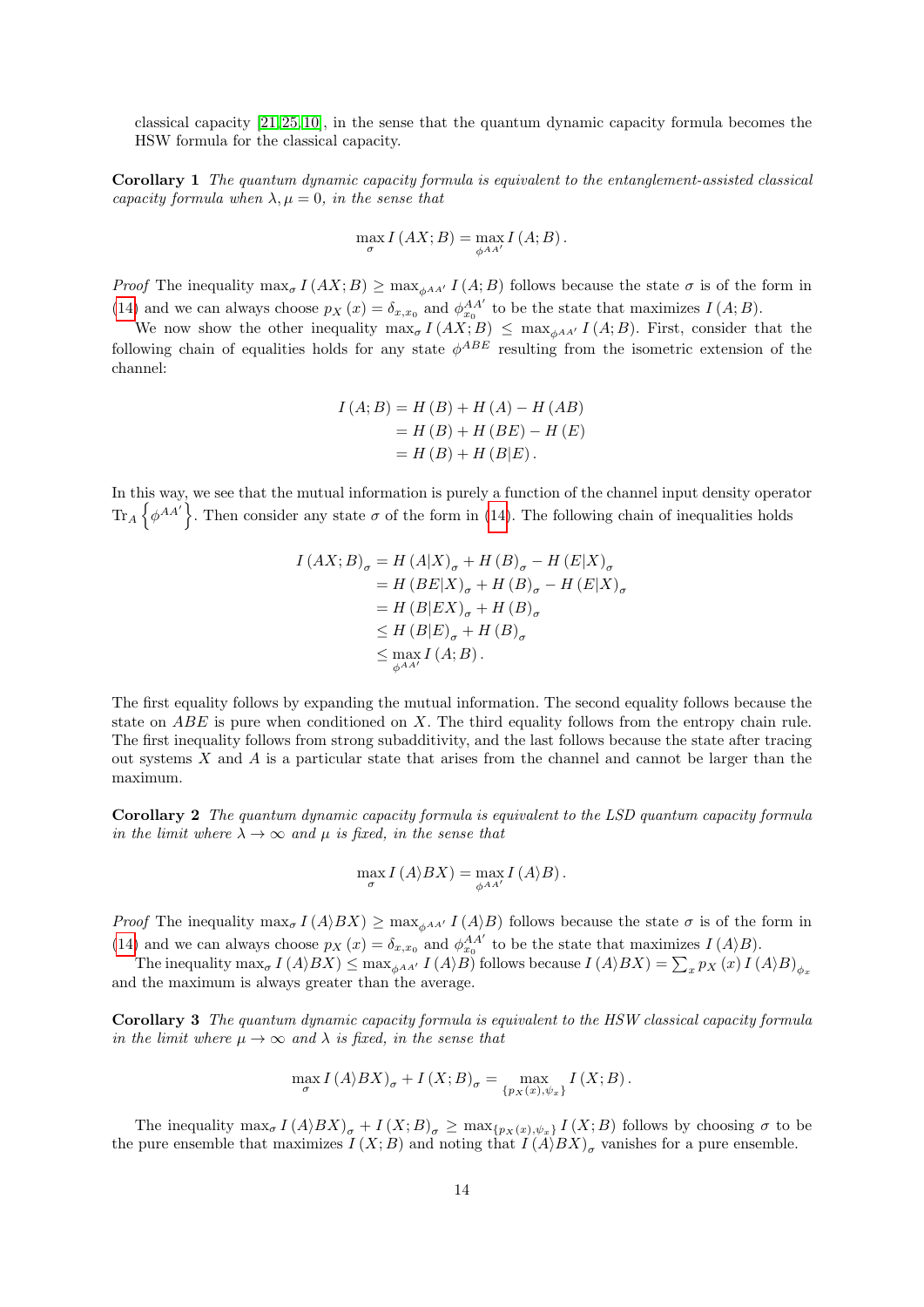classical capacity [21,25,10], in the sense that the quantum dynamic capacity formula becomes the HSW formula for the classical capacity.

**Corollary 1** *The quantum dynamic capacity formula is equivalent to the entanglement-assisted classical capacity formula when $\lambda, \mu = 0$, in the sense that*

$$\max_{\sigma} I\left(AX;B\right) = \max_{\phi^{AA'}} I\left(A;B\right).$$

*Proof* The inequality $\max_{\sigma} I\left(AX;B\right) \geq \max_{\phi^{AA'}} I\left(A;B\right)$ follows because the state $\sigma$ is of the form in (14) and we can always choose $p_X\left(x\right) = \delta_{x,x_0}$ and $\phi_{x_0}^{AA'}$ to be the state that maximizes $I\left(A;B\right)$.

We now show the other inequality $\max_{\sigma} I\left(AX;B\right) \leq \max_{\phi^{AA'}} I\left(A;B\right)$. First, consider that the following chain of equalities holds for any state $\phi^{ABE}$ resulting from the isometric extension of the channel:

$$\begin{aligned}
I\left(A;B\right) &= H\left(B\right) + H\left(A\right) - H\left(AB\right) \\
&= H\left(B\right) + H\left(BE\right) - H\left(E\right) \\
&= H\left(B\right) + H\left(B|E\right).
\end{aligned}$$

In this way, we see that the mutual information is purely a function of the channel input density operator $\text{Tr}_A\left\{\phi^{AA'}\right\}$. Then consider any state $\sigma$ of the form in (14). The following chain of inequalities holds

$$\begin{aligned}
I\left(AX;B\right)_{\sigma} &= H\left(A|X\right)_{\sigma} + H\left(B\right)_{\sigma} - H\left(E|X\right)_{\sigma} \\
&= H\left(BE|X\right)_{\sigma} + H\left(B\right)_{\sigma} - H\left(E|X\right)_{\sigma} \\
&= H\left(B|EX\right)_{\sigma} + H\left(B\right)_{\sigma} \\
&\leq H\left(B|E\right)_{\sigma} + H\left(B\right)_{\sigma} \\
&\leq \max_{\phi^{AA'}} I\left(A;B\right).
\end{aligned}$$

The first equality follows by expanding the mutual information. The second equality follows because the state on $ABE$ is pure when conditioned on $X$. The third equality follows from the entropy chain rule. The first inequality follows from strong subadditivity, and the last follows because the state after tracing out systems $X$ and $A$ is a particular state that arises from the channel and cannot be larger than the maximum.

**Corollary 2** *The quantum dynamic capacity formula is equivalent to the LSD quantum capacity formula in the limit where $\lambda \to \infty$ and $\mu$ is fixed, in the sense that*

$$\max_{\sigma} I\left(A\rangle BX\right) = \max_{\phi^{AA'}} I\left(A\rangle B\right).$$

*Proof* The inequality $\max_{\sigma} I\left(A\rangle BX\right) \geq \max_{\phi^{AA'}} I\left(A\rangle B\right)$ follows because the state $\sigma$ is of the form in (14) and we can always choose $p_X\left(x\right) = \delta_{x,x_0}$ and $\phi_{x_0}^{AA'}$ to be the state that maximizes $I\left(A\rangle B\right)$.

The inequality $\max_{\sigma} I\left(A\rangle BX\right) \leq \max_{\phi^{AA'}} I\left(A\rangle B\right)$ follows because $I\left(A\rangle BX\right) = \sum_x p_X\left(x\right) I\left(A\rangle B\right)_{\phi_x}$ and the maximum is always greater than the average.

**Corollary 3** *The quantum dynamic capacity formula is equivalent to the HSW classical capacity formula in the limit where $\mu \to \infty$ and $\lambda$ is fixed, in the sense that*

$$\max_{\sigma} I\left(A\rangle BX\right)_{\sigma} + I\left(X;B\right)_{\sigma} = \max_{\{p_X(x),\psi_x\}} I\left(X;B\right).$$

The inequality $\max_{\sigma} I\left(A\rangle BX\right)_{\sigma} + I\left(X;B\right)_{\sigma} \geq \max_{\{p_X(x),\psi_x\}} I\left(X;B\right)$ follows by choosing $\sigma$ to be the pure ensemble that maximizes $I\left(X;B\right)$ and noting that $I\left(A\rangle BX\right)_{\sigma}$ vanishes for a pure ensemble.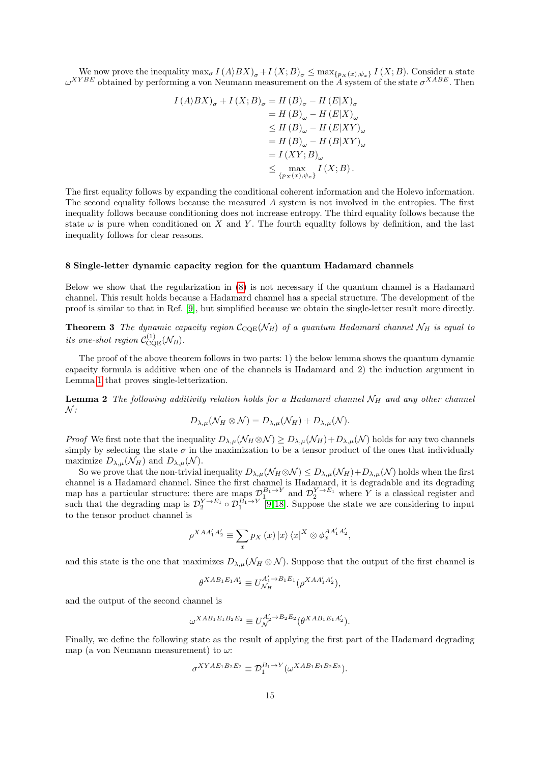We now prove the inequality $\max_\sigma I(A\rangle BX)_\sigma + I(X;B)_\sigma \leq \max_{\{p_X(x),\psi_x\}} I(X;B)$. Consider a state $\omega^{XYBE}$ obtained by performing a von Neumann measurement on the $A$ system of the state $\sigma^{XABE}$. Then

$$
\begin{aligned}
I(A\rangle BX)_\sigma + I(X;B)_\sigma &= H(B)_\sigma - H(E|X)_\sigma \\
&= H(B)_\omega - H(E|X)_\omega \\
&\leq H(B)_\omega - H(E|XY)_\omega \\
&= H(B)_\omega - H(B|XY)_\omega \\
&= I(XY;B)_\omega \\
&\leq \max_{\{p_X(x),\psi_x\}} I(X;B).
\end{aligned}
$$

The first equality follows by expanding the conditional coherent information and the Holevo information. The second equality follows because the measured $A$ system is not involved in the entropies. The first inequality follows because conditioning does not increase entropy. The third equality follows because the state $\omega$ is pure when conditioned on $X$ and $Y$. The fourth equality follows by definition, and the last inequality follows for clear reasons.

## 8 Single-letter dynamic capacity region for the quantum Hadamard channels

Below we show that the regularization in (8) is not necessary if the quantum channel is a Hadamard channel. This result holds because a Hadamard channel has a special structure. The development of the proof is similar to that in Ref. [9], but simplified because we obtain the single-letter result more directly.

**Theorem 3** *The dynamic capacity region $\mathcal{C}_{\text{CQE}}(\mathcal{N}_H)$ of a quantum Hadamard channel $\mathcal{N}_H$ is equal to its one-shot region $\mathcal{C}^{(1)}_{\text{CQE}}(\mathcal{N}_H)$.*

The proof of the above theorem follows in two parts: 1) the below lemma shows the quantum dynamic capacity formula is additive when one of the channels is Hadamard and 2) the induction argument in Lemma 1 that proves single-letterization.

**Lemma 2** *The following additivity relation holds for a Hadamard channel $\mathcal{N}_H$ and any other channel $\mathcal{N}$:*

$$
D_{\lambda,\mu}(\mathcal{N}_H \otimes \mathcal{N}) = D_{\lambda,\mu}(\mathcal{N}_H) + D_{\lambda,\mu}(\mathcal{N}).
$$

*Proof* We first note that the inequality $D_{\lambda,\mu}(\mathcal{N}_H \otimes \mathcal{N}) \geq D_{\lambda,\mu}(\mathcal{N}_H) + D_{\lambda,\mu}(\mathcal{N})$ holds for any two channels simply by selecting the state $\sigma$ in the maximization to be a tensor product of the ones that individually maximize $D_{\lambda,\mu}(\mathcal{N}_H)$ and $D_{\lambda,\mu}(\mathcal{N})$.

So we prove that the non-trivial inequality $D_{\lambda,\mu}(\mathcal{N}_H \otimes \mathcal{N}) \leq D_{\lambda,\mu}(\mathcal{N}_H) + D_{\lambda,\mu}(\mathcal{N})$ holds when the first channel is a Hadamard channel. Since the first channel is Hadamard, it is degradable and its degrading map has a particular structure: there are maps $\mathcal{D}_1^{B_1 \to Y}$ and $\mathcal{D}_2^{Y \to E_1}$ where $Y$ is a classical register and such that the degrading map is $\mathcal{D}_2^{Y \to E_1} \circ \mathcal{D}_1^{B_1 \to Y}$ [9, 18]. Suppose the state we are considering to input to the tensor product channel is

$$
\rho^{XAA_1'A_2'} \equiv \sum_x p_X(x) |x\rangle\langle x|^X \otimes \phi_x^{AA_1'A_2'},
$$

and this state is the one that maximizes $D_{\lambda,\mu}(\mathcal{N}_H \otimes \mathcal{N})$. Suppose that the output of the first channel is

$$
\theta^{XAB_1E_1A_2'} \equiv U_{\mathcal{N}_H}^{A_1' \to B_1E_1}(\rho^{XAA_1'A_2'}),
$$

and the output of the second channel is

$$
\omega^{XAB_1E_1B_2E_2} \equiv U_{\mathcal{N}}^{A_2' \to B_2E_2}(\theta^{XAB_1E_1A_2'}).
$$

Finally, we define the following state as the result of applying the first part of the Hadamard degrading map (a von Neumann measurement) to $\omega$:

$$
\sigma^{XYAE_1B_2E_2} \equiv \mathcal{D}_1^{B_1 \to Y}(\omega^{XAB_1E_1B_2E_2}).
$$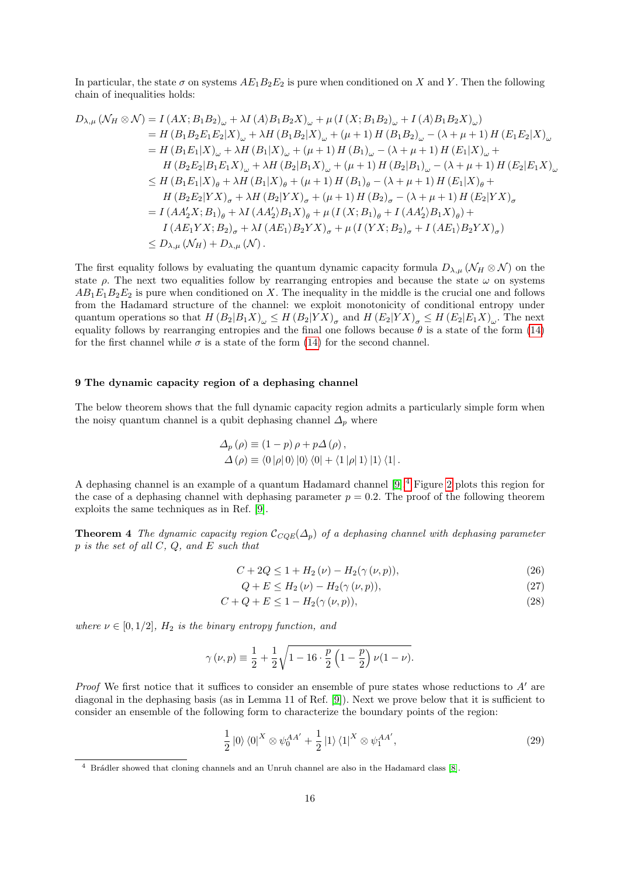In particular, the state $\sigma$ on systems $AE_1B_2E_2$ is pure when conditioned on $X$ and $Y$. Then the following chain of inequalities holds:

$$
\begin{aligned}
D_{\lambda,\mu}(\mathcal{N}_H \otimes \mathcal{N}) &= I(AX;B_1B_2)_\omega + \lambda I(A\rangle B_1B_2X)_\omega + \mu\left(I(X;B_1B_2)_\omega + I(A\rangle B_1B_2X)_\omega\right) \\
&= H(B_1B_2E_1E_2|X)_\omega + \lambda H(B_1B_2|X)_\omega + (\mu+1)H(B_1B_2)_\omega - (\lambda+\mu+1)H(E_1E_2|X)_\omega \\
&= H(B_1E_1|X)_\omega + \lambda H(B_1|X)_\omega + (\mu+1)H(B_1)_\omega - (\lambda+\mu+1)H(E_1|X)_\omega + \\
&\quad H(B_2E_2|B_1E_1X)_\omega + \lambda H(B_2|B_1X)_\omega + (\mu+1)H(B_2|B_1)_\omega - (\lambda+\mu+1)H(E_2|E_1X)_\omega \\
&\leq H(B_1E_1|X)_\theta + \lambda H(B_1|X)_\theta + (\mu+1)H(B_1)_\theta - (\lambda+\mu+1)H(E_1|X)_\theta + \\
&\quad H(B_2E_2|YX)_\sigma + \lambda H(B_2|YX)_\sigma + (\mu+1)H(B_2)_\sigma - (\lambda+\mu+1)H(E_2|YX)_\sigma \\
&= I(AA_2'X;B_1)_\theta + \lambda I(AA_2'\rangle B_1X)_\theta + \mu\left(I(X;B_1)_\theta + I(AA_2'\rangle B_1X)_\theta\right) + \\
&\quad I(AE_1YX;B_2)_\sigma + \lambda I(AE_1\rangle B_2YX)_\sigma + \mu\left(I(YX;B_2)_\sigma + I(AE_1\rangle B_2YX)_\sigma\right) \\
&\leq D_{\lambda,\mu}(\mathcal{N}_H) + D_{\lambda,\mu}(\mathcal{N}).
\end{aligned}
$$

The first equality follows by evaluating the quantum dynamic capacity formula $D_{\lambda,\mu}(\mathcal{N}_H \otimes \mathcal{N})$ on the state $\rho$. The next two equalities follow by rearranging entropies and because the state $\omega$ on systems $AB_1E_1B_2E_2$ is pure when conditioned on $X$. The inequality in the middle is the crucial one and follows from the Hadamard structure of the channel: we exploit monotonicity of conditional entropy under quantum operations so that $H(B_2|B_1X)_\omega \leq H(B_2|YX)_\sigma$ and $H(E_2|YX)_\sigma \leq H(E_2|E_1X)_\omega$. The next equality follows by rearranging entropies and the final one follows because $\theta$ is a state of the form (14) for the first channel while $\sigma$ is a state of the form (14) for the second channel.

## 9 The dynamic capacity region of a dephasing channel

The below theorem shows that the full dynamic capacity region admits a particularly simple form when the noisy quantum channel is a qubit dephasing channel $\Delta_p$ where

$$
\begin{aligned}
\Delta_p(\rho) &\equiv (1-p)\rho + p\Delta(\rho), \\
\Delta(\rho) &\equiv \langle 0|\rho|0\rangle |0\rangle\langle 0| + \langle 1|\rho|1\rangle |1\rangle\langle 1|.
\end{aligned}
$$

A dephasing channel is an example of a quantum Hadamard channel [9].[4] Figure 2 plots this region for the case of a dephasing channel with dephasing parameter $p = 0.2$. The proof of the following theorem exploits the same techniques as in Ref. [9].

**Theorem 4** *The dynamic capacity region $\mathcal{C}_{CQE}(\Delta_p)$ of a dephasing channel with dephasing parameter $p$ is the set of all $C$, $Q$, and $E$ such that*

$$C + 2Q \leq 1 + H_2(\nu) - H_2(\gamma(\nu,p)), \tag{26}$$

$$Q + E \leq H_2(\nu) - H_2(\gamma(\nu,p)), \tag{27}$$

$$C + Q + E \leq 1 - H_2(\gamma(\nu,p)), \tag{28}$$

*where $\nu \in [0,1/2]$, $H_2$ is the binary entropy function, and*

$$\gamma(\nu,p) \equiv \frac{1}{2} + \frac{1}{2}\sqrt{1 - 16\cdot\frac{p}{2}\left(1-\frac{p}{2}\right)\nu(1-\nu)}.$$

*Proof* We first notice that it suffices to consider an ensemble of pure states whose reductions to $A'$ are diagonal in the dephasing basis (as in Lemma 11 of Ref. [9]). Next we prove below that it is sufficient to consider an ensemble of the following form to characterize the boundary points of the region:

$$\frac{1}{2}|0\rangle\langle 0|^X \otimes \psi_0^{AA'} + \frac{1}{2}|1\rangle\langle 1|^X \otimes \psi_1^{AA'}, \tag{29}$$

[4] Brádler showed that cloning channels and an Unruh channel are also in the Hadamard class [8].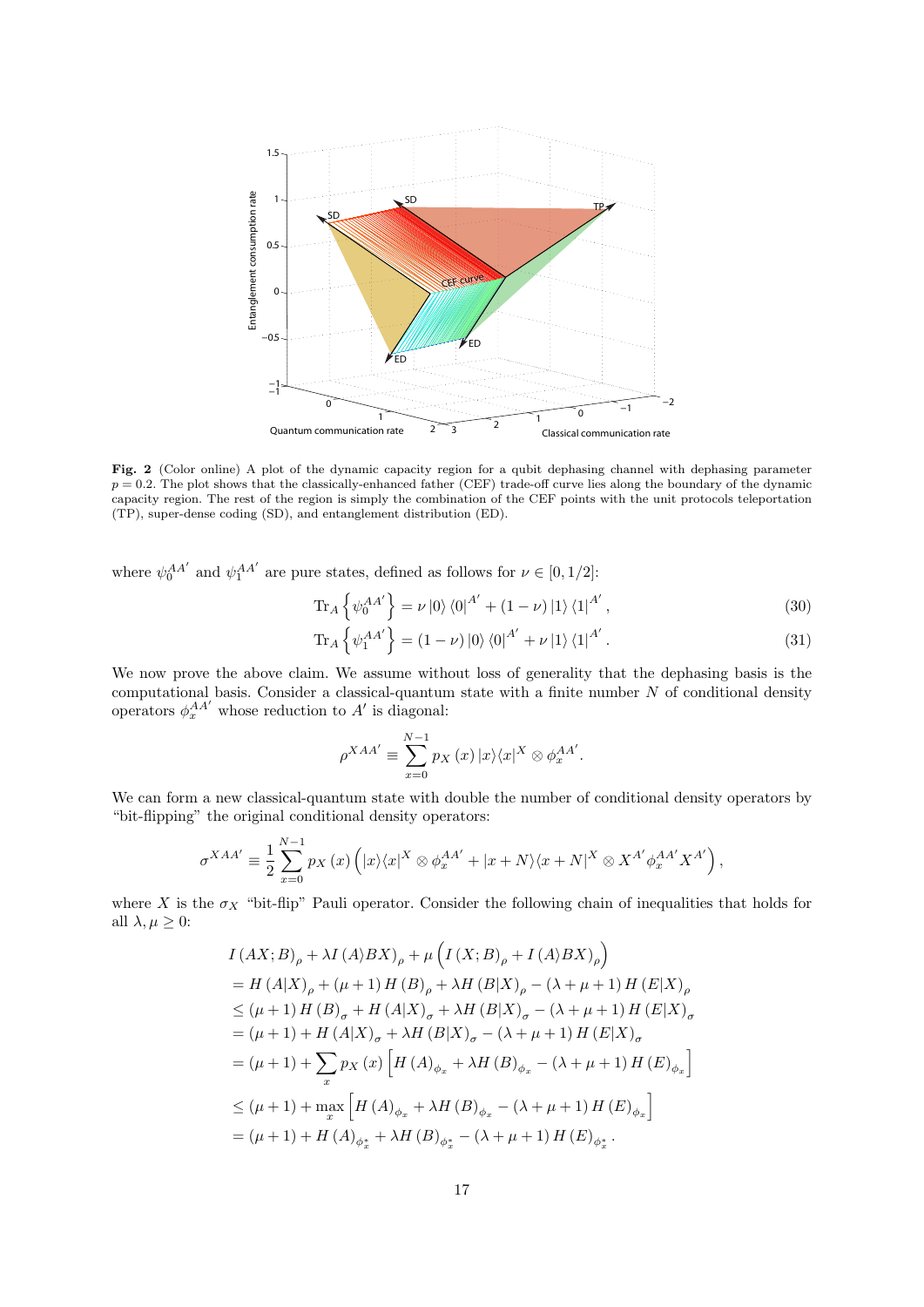**Fig. 2** (Color online) A plot of the dynamic capacity region for a qubit dephasing channel with dephasing parameter $p = 0.2$. The plot shows that the classically-enhanced father (CEF) trade-off curve lies along the boundary of the dynamic capacity region. The rest of the region is simply the combination of the CEF points with the unit protocols teleportation (TP), super-dense coding (SD), and entanglement distribution (ED).

where $\psi_0^{AA'}$ and $\psi_1^{AA'}$ are pure states, defined as follows for $\nu \in [0, 1/2]$:

$$\mathrm{Tr}_A\left\{\psi_0^{AA'}\right\} = \nu\,|0\rangle\langle 0|^{A'} + (1-\nu)\,|1\rangle\langle 1|^{A'}, \tag{30}$$

$$\mathrm{Tr}_A\left\{\psi_1^{AA'}\right\} = (1-\nu)\,|0\rangle\langle 0|^{A'} + \nu\,|1\rangle\langle 1|^{A'}. \tag{31}$$

We now prove the above claim. We assume without loss of generality that the dephasing basis is the computational basis. Consider a classical-quantum state with a finite number $N$ of conditional density operators $\phi_x^{AA'}$ whose reduction to $A'$ is diagonal:

$$\rho^{XAA'} \equiv \sum_{x=0}^{N-1} p_X(x)\,|x\rangle\langle x|^X \otimes \phi_x^{AA'}.$$

We can form a new classical-quantum state with double the number of conditional density operators by "bit-flipping" the original conditional density operators:

$$\sigma^{XAA'} \equiv \frac{1}{2}\sum_{x=0}^{N-1} p_X(x)\left(|x\rangle\langle x|^X \otimes \phi_x^{AA'} + |x+N\rangle\langle x+N|^X \otimes X^{A'}\phi_x^{AA'}X^{A'}\right),$$

where $X$ is the $\sigma_X$ "bit-flip" Pauli operator. Consider the following chain of inequalities that holds for all $\lambda, \mu \geq 0$:

$$\begin{aligned}
& I(AX;B)_\rho + \lambda I(A\rangle BX)_\rho + \mu\left(I(X;B)_\rho + I(A\rangle BX)_\rho\right) \\
&= H(A|X)_\rho + (\mu+1)\,H(B)_\rho + \lambda H(B|X)_\rho - (\lambda+\mu+1)\,H(E|X)_\rho \\
&\leq (\mu+1)\,H(B)_\sigma + H(A|X)_\sigma + \lambda H(B|X)_\sigma - (\lambda+\mu+1)\,H(E|X)_\sigma \\
&= (\mu+1) + H(A|X)_\sigma + \lambda H(B|X)_\sigma - (\lambda+\mu+1)\,H(E|X)_\sigma \\
&= (\mu+1) + \sum_x p_X(x)\left[H(A)_{\phi_x} + \lambda H(B)_{\phi_x} - (\lambda+\mu+1)\,H(E)_{\phi_x}\right] \\
&\leq (\mu+1) + \max_x \left[H(A)_{\phi_x} + \lambda H(B)_{\phi_x} - (\lambda+\mu+1)\,H(E)_{\phi_x}\right] \\
&= (\mu+1) + H(A)_{\phi_x^*} + \lambda H(B)_{\phi_x^*} - (\lambda+\mu+1)\,H(E)_{\phi_x^*}.
\end{aligned}$$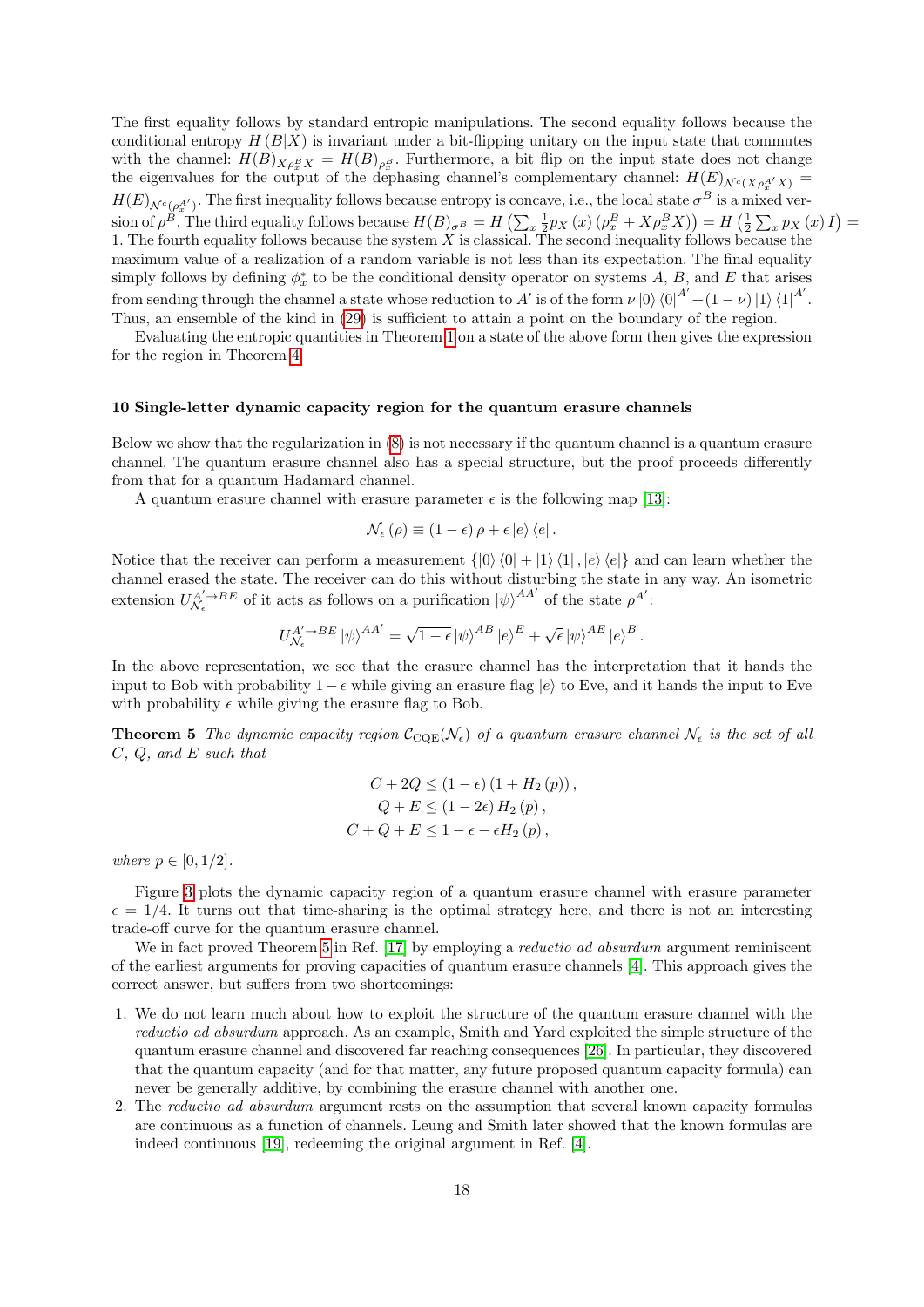The first equality follows by standard entropic manipulations. The second equality follows because the conditional entropy $H(B|X)$ is invariant under a bit-flipping unitary on the input state that commutes with the channel: $H(B)_{X\rho_x^B X} = H(B)_{\rho_x^B}$. Furthermore, a bit flip on the input state does not change the eigenvalues for the output of the dephasing channel's complementary channel: $H(E)_{\mathcal{N}^c(X\rho_x^{A'}X)} = H(E)_{\mathcal{N}^c(\rho_x^{A'})}$. The first inequality follows because entropy is concave, i.e., the local state $\sigma^B$ is a mixed version of $\rho^B$. The third equality follows because $H(B)_{\sigma^B} = H\left(\sum_x \frac{1}{2} p_X(x)\left(\rho_x^B + X\rho_x^B X\right)\right) = H\left(\frac{1}{2}\sum_x p_X(x) I\right) = 1$. The fourth equality follows because the system $X$ is classical. The second inequality follows because the maximum value of a realization of a random variable is not less than its expectation. The final equality simply follows by defining $\phi_x^*$ to be the conditional density operator on systems $A$, $B$, and $E$ that arises from sending through the channel a state whose reduction to $A'$ is of the form $\nu|0\rangle\langle 0|^{A'} + (1-\nu)|1\rangle\langle 1|^{A'}$. Thus, an ensemble of the kind in (29) is sufficient to attain a point on the boundary of the region.

Evaluating the entropic quantities in Theorem 1 on a state of the above form then gives the expression for the region in Theorem 4.

## 10 Single-letter dynamic capacity region for the quantum erasure channels

Below we show that the regularization in (8) is not necessary if the quantum channel is a quantum erasure channel. The quantum erasure channel also has a special structure, but the proof proceeds differently from that for a quantum Hadamard channel.

A quantum erasure channel with erasure parameter $\epsilon$ is the following map [13]:

$$\mathcal{N}_\epsilon(\rho) \equiv (1-\epsilon)\rho + \epsilon|e\rangle\langle e|.$$

Notice that the receiver can perform a measurement $\{|0\rangle\langle 0| + |1\rangle\langle 1|, |e\rangle\langle e|\}$ and can learn whether the channel erased the state. The receiver can do this without disturbing the state in any way. An isometric extension $U_{\mathcal{N}_\epsilon}^{A'\to BE}$ of it acts as follows on a purification $|\psi\rangle^{AA'}$ of the state $\rho^{A'}$:

$$U_{\mathcal{N}_\epsilon}^{A'\to BE}|\psi\rangle^{AA'} = \sqrt{1-\epsilon}\,|\psi\rangle^{AB}|e\rangle^E + \sqrt{\epsilon}\,|\psi\rangle^{AE}|e\rangle^B.$$

In the above representation, we see that the erasure channel has the interpretation that it hands the input to Bob with probability $1-\epsilon$ while giving an erasure flag $|e\rangle$ to Eve, and it hands the input to Eve with probability $\epsilon$ while giving the erasure flag to Bob.

**Theorem 5** *The dynamic capacity region $\mathcal{C}_{\mathrm{CQE}}(\mathcal{N}_\epsilon)$ of a quantum erasure channel $\mathcal{N}_\epsilon$ is the set of all $C$, $Q$, and $E$ such that*

$$\begin{aligned}
C + 2Q &\leq (1-\epsilon)(1 + H_2(p)), \\
Q + E &\leq (1-2\epsilon)H_2(p), \\
C + Q + E &\leq 1 - \epsilon - \epsilon H_2(p),
\end{aligned}$$

*where $p \in [0, 1/2]$.*

Figure 3 plots the dynamic capacity region of a quantum erasure channel with erasure parameter $\epsilon = 1/4$. It turns out that time-sharing is the optimal strategy here, and there is not an interesting trade-off curve for the quantum erasure channel.

We in fact proved Theorem 5 in Ref. [17] by employing a *reductio ad absurdum* argument reminiscent of the earliest arguments for proving capacities of quantum erasure channels [4]. This approach gives the correct answer, but suffers from two shortcomings:

1. We do not learn much about how to exploit the structure of the quantum erasure channel with the *reductio ad absurdum* approach. As an example, Smith and Yard exploited the simple structure of the quantum erasure channel and discovered far reaching consequences [26]. In particular, they discovered that the quantum capacity (and for that matter, any future proposed quantum capacity formula) can never be generally additive, by combining the erasure channel with another one.
2. The *reductio ad absurdum* argument rests on the assumption that several known capacity formulas are continuous as a function of channels. Leung and Smith later showed that the known formulas are indeed continuous [19], redeeming the original argument in Ref. [4].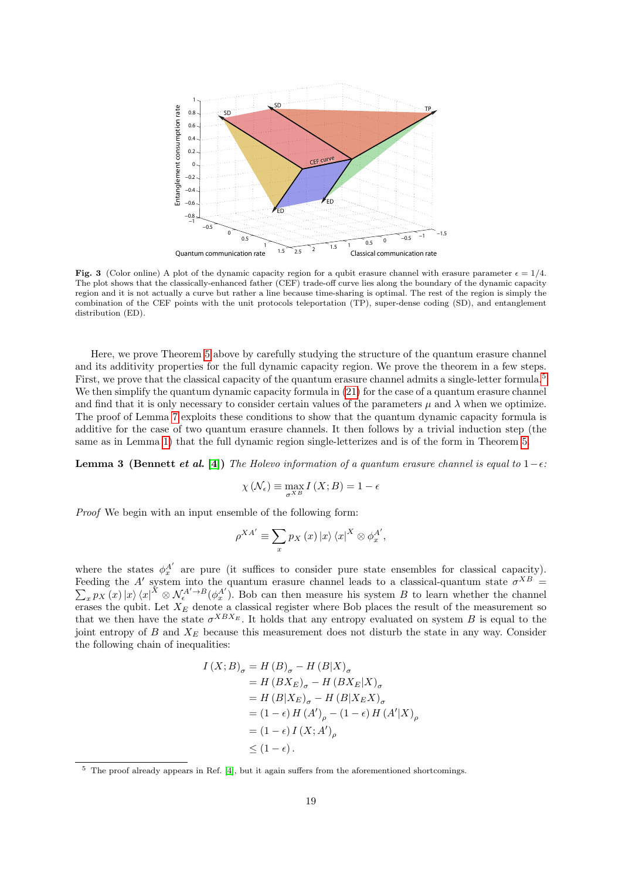**Fig. 3** (Color online) A plot of the dynamic capacity region for a qubit erasure channel with erasure parameter $\epsilon = 1/4$. The plot shows that the classically-enhanced father (CEF) trade-off curve lies along the boundary of the dynamic capacity region and it is not actually a curve but rather a line because time-sharing is optimal. The rest of the region is simply the combination of the CEF points with the unit protocols teleportation (TP), super-dense coding (SD), and entanglement distribution (ED).

Here, we prove Theorem 5 above by carefully studying the structure of the quantum erasure channel and its additivity properties for the full dynamic capacity region. We prove the theorem in a few steps. First, we prove that the classical capacity of the quantum erasure channel admits a single-letter formula.[5] We then simplify the quantum dynamic capacity formula in (21) for the case of a quantum erasure channel and find that it is only necessary to consider certain values of the parameters $\mu$ and $\lambda$ when we optimize. The proof of Lemma 7 exploits these conditions to show that the quantum dynamic capacity formula is additive for the case of two quantum erasure channels. It then follows by a trivial induction step (the same as in Lemma 1) that the full dynamic region single-letterizes and is of the form in Theorem 5.

**Lemma 3 (Bennett *et al.* [4])** *The Holevo information of a quantum erasure channel is equal to $1-\epsilon$:*

$$\chi\left(\mathcal{N}_\epsilon\right) \equiv \max_{\sigma^{XB}} I\left(X;B\right) = 1-\epsilon$$

*Proof* We begin with an input ensemble of the following form:

$$\rho^{XA'} \equiv \sum_x p_X\left(x\right) \left|x\right\rangle \left\langle x\right|^X \otimes \phi_x^{A'},$$

where the states $\phi_x^{A'}$ are pure (it suffices to consider pure state ensembles for classical capacity). Feeding the $A'$ system into the quantum erasure channel leads to a classical-quantum state $\sigma^{XB} = \sum_x p_X\left(x\right) \left|x\right\rangle \left\langle x\right|^X \otimes \mathcal{N}_\epsilon^{A'\to B}(\phi_x^{A'})$. Bob can then measure his system $B$ to learn whether the channel erases the qubit. Let $X_E$ denote a classical register where Bob places the result of the measurement so that we then have the state $\sigma^{XBX_E}$. It holds that any entropy evaluated on system $B$ is equal to the joint entropy of $B$ and $X_E$ because this measurement does not disturb the state in any way. Consider the following chain of inequalities:

$$\begin{aligned}
I\left(X;B\right)_\sigma &= H\left(B\right)_\sigma - H\left(B|X\right)_\sigma \\
&= H\left(BX_E\right)_\sigma - H\left(BX_E|X\right)_\sigma \\
&= H\left(B|X_E\right)_\sigma - H\left(B|X_EX\right)_\sigma \\
&= \left(1-\epsilon\right) H\left(A'\right)_\rho - \left(1-\epsilon\right) H\left(A'|X\right)_\rho \\
&= \left(1-\epsilon\right) I\left(X;A'\right)_\rho \\
&\leq \left(1-\epsilon\right).
\end{aligned}$$

[5] The proof already appears in Ref. [4], but it again suffers from the aforementioned shortcomings.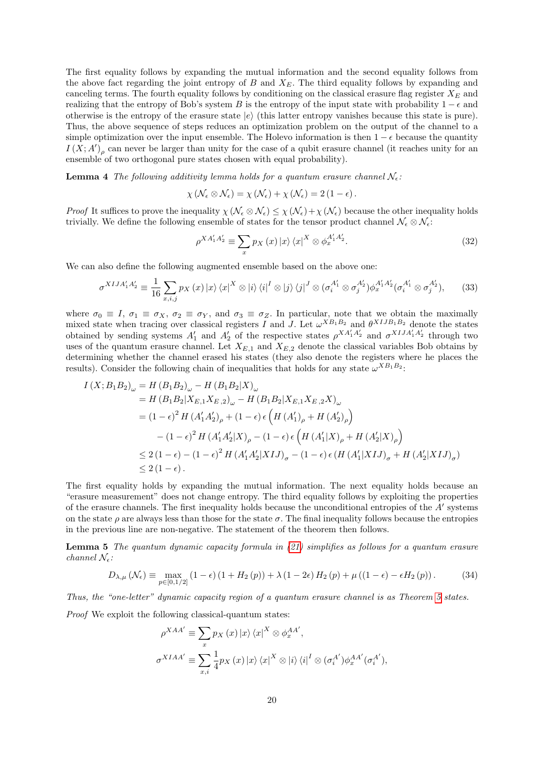The first equality follows by expanding the mutual information and the second equality follows from the above fact regarding the joint entropy of $B$ and $X_E$. The third equality follows by expanding and canceling terms. The fourth equality follows by conditioning on the classical erasure flag register $X_E$ and realizing that the entropy of Bob's system $B$ is the entropy of the input state with probability $1-\epsilon$ and otherwise is the entropy of the erasure state $|e\rangle$ (this latter entropy vanishes because this state is pure). Thus, the above sequence of steps reduces an optimization problem on the output of the channel to a simple optimization over the input ensemble. The Holevo information is then $1-\epsilon$ because the quantity $I(X;A')_\rho$ can never be larger than unity for the case of a qubit erasure channel (it reaches unity for an ensemble of two orthogonal pure states chosen with equal probability).

**Lemma 4** *The following additivity lemma holds for a quantum erasure channel* $\mathcal{N}_\epsilon$*:*

$$\chi(\mathcal{N}_\epsilon \otimes \mathcal{N}_\epsilon) = \chi(\mathcal{N}_\epsilon) + \chi(\mathcal{N}_\epsilon) = 2(1-\epsilon).$$

*Proof* It suffices to prove the inequality $\chi(\mathcal{N}_\epsilon \otimes \mathcal{N}_\epsilon) \leq \chi(\mathcal{N}_\epsilon) + \chi(\mathcal{N}_\epsilon)$ because the other inequality holds trivially. We define the following ensemble of states for the tensor product channel $\mathcal{N}_\epsilon \otimes \mathcal{N}_\epsilon$:

$$\rho^{XA_1'A_2'} \equiv \sum_x p_X(x) |x\rangle \langle x|^X \otimes \phi_x^{A_1'A_2'}. \tag{32}$$

We can also define the following augmented ensemble based on the above one:

$$\sigma^{XIJA_1'A_2'} \equiv \frac{1}{16} \sum_{x,i,j} p_X(x) |x\rangle \langle x|^X \otimes |i\rangle \langle i|^I \otimes |j\rangle \langle j|^J \otimes (\sigma_i^{A_1'} \otimes \sigma_j^{A_2'}) \phi_x^{A_1'A_2'} (\sigma_i^{A_1'} \otimes \sigma_j^{A_2'}), \tag{33}$$

where $\sigma_0 \equiv I$, $\sigma_1 \equiv \sigma_X$, $\sigma_2 \equiv \sigma_Y$, and $\sigma_3 \equiv \sigma_Z$. In particular, note that we obtain the maximally mixed state when tracing over classical registers $I$ and $J$. Let $\omega^{XB_1B_2}$ and $\theta^{XIJB_1B_2}$ denote the states obtained by sending systems $A_1'$ and $A_2'$ of the respective states $\rho^{XA_1'A_2'}$ and $\sigma^{XIJA_1'A_2'}$ through two uses of the quantum erasure channel. Let $X_{E,1}$ and $X_{E,2}$ denote the classical variables Bob obtains by determining whether the channel erased his states (they also denote the registers where he places the results). Consider the following chain of inequalities that holds for any state $\omega^{XB_1B_2}$:

$$\begin{aligned}
I(X;B_1B_2)_\omega &= H(B_1B_2)_\omega - H(B_1B_2|X)_\omega \\
&= H(B_1B_2|X_{E,1}X_{E,2})_\omega - H(B_1B_2|X_{E,1}X_{E,2}X)_\omega \\
&= (1-\epsilon)^2 H(A_1'A_2')_\rho + (1-\epsilon)\epsilon \left(H(A_1')_\rho + H(A_2')_\rho\right) \\
&\quad - (1-\epsilon)^2 H(A_1'A_2'|X)_\rho - (1-\epsilon)\epsilon \left(H(A_1'|X)_\rho + H(A_2'|X)_\rho\right) \\
&\leq 2(1-\epsilon) - (1-\epsilon)^2 H(A_1'A_2'|XIJ)_\sigma - (1-\epsilon)\epsilon \left(H(A_1'|XIJ)_\sigma + H(A_2'|XIJ)_\sigma\right) \\
&\leq 2(1-\epsilon).
\end{aligned}$$

The first equality holds by expanding the mutual information. The next equality holds because an "erasure measurement" does not change entropy. The third equality follows by exploiting the properties of the erasure channels. The first inequality holds because the unconditional entropies of the $A'$ systems on the state $\rho$ are always less than those for the state $\sigma$. The final inequality follows because the entropies in the previous line are non-negative. The statement of the theorem then follows.

**Lemma 5** *The quantum dynamic capacity formula in (21) simplifies as follows for a quantum erasure channel* $\mathcal{N}_\epsilon$*:*

$$D_{\lambda,\mu}(\mathcal{N}_\epsilon) \equiv \max_{p \in [0,1/2]} (1-\epsilon)(1 + H_2(p)) + \lambda(1-2\epsilon) H_2(p) + \mu((1-\epsilon) - \epsilon H_2(p)). \tag{34}$$

*Thus, the "one-letter" dynamic capacity region of a quantum erasure channel is as Theorem 5 states.*

*Proof* We exploit the following classical-quantum states:

$$\rho^{XAA'} \equiv \sum_x p_X(x) |x\rangle \langle x|^X \otimes \phi_x^{AA'},$$

$$\sigma^{XIAA'} \equiv \sum_{x,i} \frac{1}{4} p_X(x) |x\rangle \langle x|^X \otimes |i\rangle \langle i|^I \otimes (\sigma_i^{A'}) \phi_x^{AA'} (\sigma_i^{A'}),$$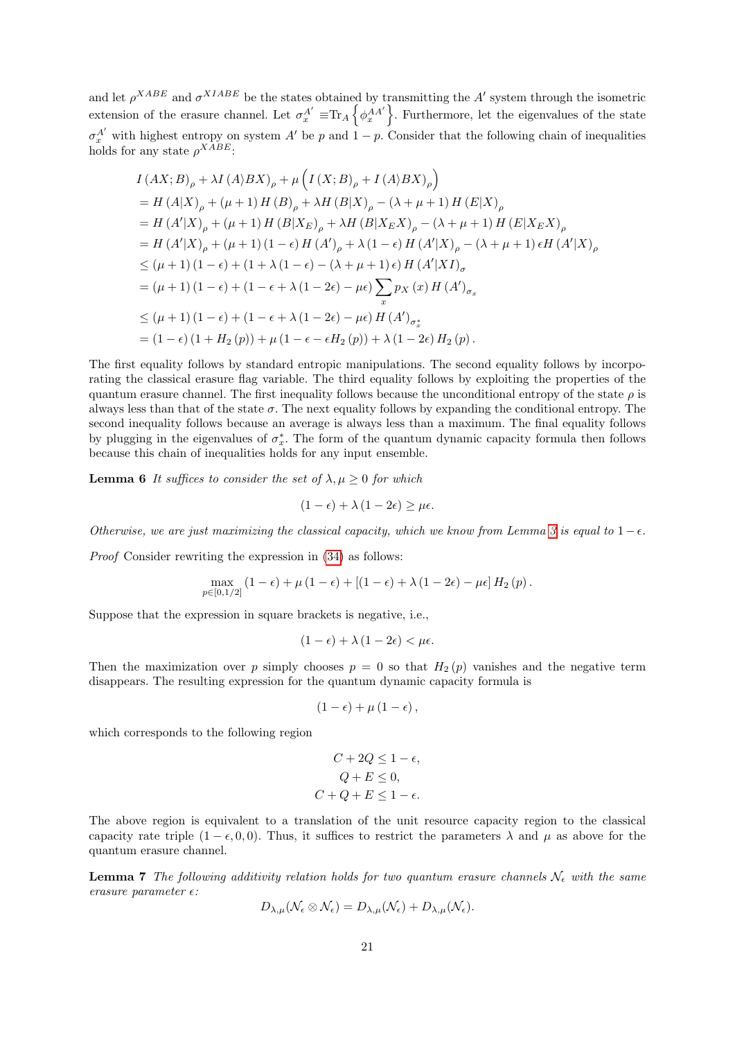and let $\rho^{XABE}$ and $\sigma^{XIABE}$ be the states obtained by transmitting the $A'$ system through the isometric extension of the erasure channel. Let $\sigma_x^{A'} \equiv \text{Tr}_A\left\{\phi_x^{AA'}\right\}$. Furthermore, let the eigenvalues of the state $\sigma_x^{A'}$ with highest entropy on system $A'$ be $p$ and $1-p$. Consider that the following chain of inequalities holds for any state $\rho^{XABE}$:

$$
\begin{aligned}
& I(AX;B)_\rho + \lambda I(A\rangle BX)_\rho + \mu\left(I(X;B)_\rho + I(A\rangle BX)_\rho\right) \\
&= H(A|X)_\rho + (\mu+1)H(B)_\rho + \lambda H(B|X)_\rho - (\lambda+\mu+1)H(E|X)_\rho \\
&= H(A'|X)_\rho + (\mu+1)H(B|X_E)_\rho + \lambda H(B|X_E X)_\rho - (\lambda+\mu+1)H(E|X_E X)_\rho \\
&= H(A'|X)_\rho + (\mu+1)(1-\epsilon)H(A')_\rho + \lambda(1-\epsilon)H(A'|X)_\rho - (\lambda+\mu+1)\epsilon H(A'|X)_\rho \\
&\leq (\mu+1)(1-\epsilon) + (1+\lambda(1-\epsilon) - (\lambda+\mu+1)\epsilon)H(A'|XI)_\sigma \\
&= (\mu+1)(1-\epsilon) + (1-\epsilon+\lambda(1-2\epsilon)-\mu\epsilon)\sum_x p_X(x)H(A')_{\sigma_x} \\
&\leq (\mu+1)(1-\epsilon) + (1-\epsilon+\lambda(1-2\epsilon)-\mu\epsilon)H(A')_{\sigma_x^*} \\
&= (1-\epsilon)(1+H_2(p)) + \mu(1-\epsilon-\epsilon H_2(p)) + \lambda(1-2\epsilon)H_2(p).
\end{aligned}
$$

The first equality follows by standard entropic manipulations. The second equality follows by incorporating the classical erasure flag variable. The third equality follows by exploiting the properties of the quantum erasure channel. The first inequality follows because the unconditional entropy of the state $\rho$ is always less than that of the state $\sigma$. The next equality follows by expanding the conditional entropy. The second inequality follows because an average is always less than a maximum. The final equality follows by plugging in the eigenvalues of $\sigma_x^*$. The form of the quantum dynamic capacity formula then follows because this chain of inequalities holds for any input ensemble.

**Lemma 6** *It suffices to consider the set of $\lambda, \mu \geq 0$ for which*

$$
(1-\epsilon) + \lambda(1-2\epsilon) \geq \mu\epsilon.
$$

*Otherwise, we are just maximizing the classical capacity, which we know from Lemma 3 is equal to $1-\epsilon$.*

*Proof* Consider rewriting the expression in (34) as follows:

$$
\max_{p\in[0,1/2]} (1-\epsilon) + \mu(1-\epsilon) + [(1-\epsilon)+\lambda(1-2\epsilon)-\mu\epsilon]\,H_2(p).
$$

Suppose that the expression in square brackets is negative, i.e.,

$$
(1-\epsilon) + \lambda(1-2\epsilon) < \mu\epsilon.
$$

Then the maximization over $p$ simply chooses $p=0$ so that $H_2(p)$ vanishes and the negative term disappears. The resulting expression for the quantum dynamic capacity formula is

$$
(1-\epsilon) + \mu(1-\epsilon),
$$

which corresponds to the following region

$$
\begin{aligned}
C + 2Q &\leq 1-\epsilon, \\
Q + E &\leq 0, \\
C + Q + E &\leq 1-\epsilon.
\end{aligned}
$$

The above region is equivalent to a translation of the unit resource capacity region to the classical capacity rate triple $(1-\epsilon, 0, 0)$. Thus, it suffices to restrict the parameters $\lambda$ and $\mu$ as above for the quantum erasure channel.

**Lemma 7** *The following additivity relation holds for two quantum erasure channels $\mathcal{N}_\epsilon$ with the same erasure parameter $\epsilon$:*

$$
D_{\lambda,\mu}(\mathcal{N}_\epsilon \otimes \mathcal{N}_\epsilon) = D_{\lambda,\mu}(\mathcal{N}_\epsilon) + D_{\lambda,\mu}(\mathcal{N}_\epsilon).
$$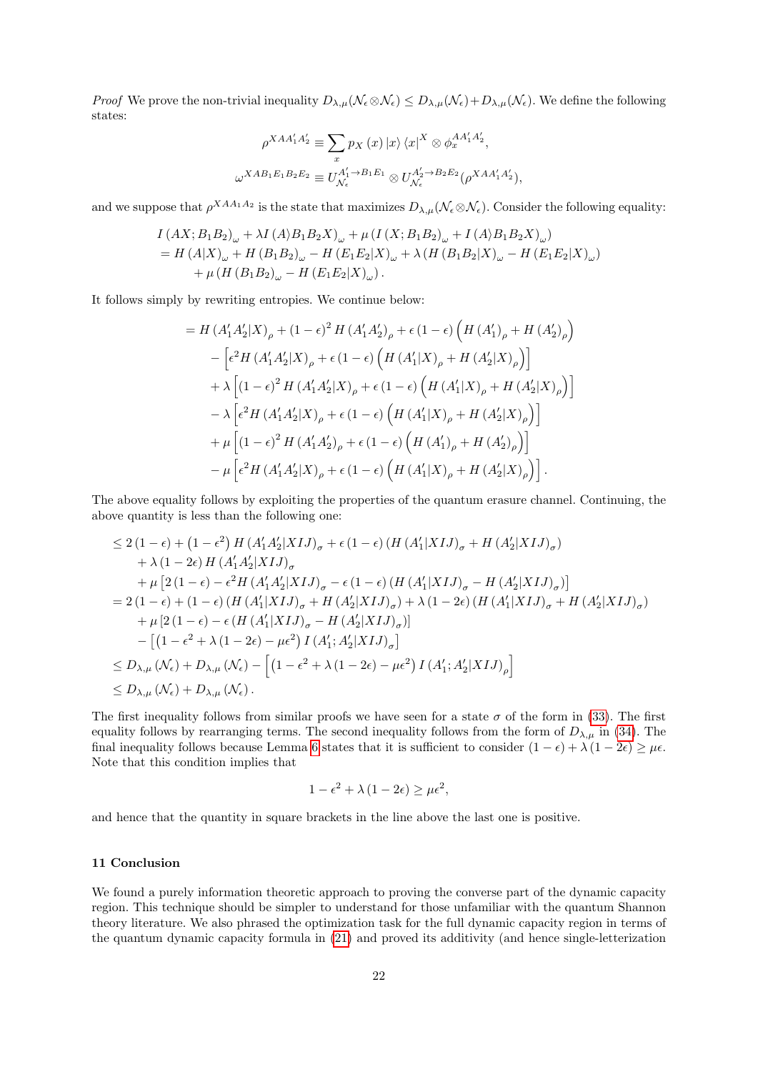*Proof* We prove the non-trivial inequality $D_{\lambda,\mu}(\mathcal{N}_\epsilon \otimes \mathcal{N}_\epsilon) \leq D_{\lambda,\mu}(\mathcal{N}_\epsilon) + D_{\lambda,\mu}(\mathcal{N}_\epsilon)$. We define the following states:

$$\rho^{XAA_1'A_2'} \equiv \sum_x p_X(x) \left|x\right\rangle \left\langle x\right|^X \otimes \phi_x^{AA_1'A_2'},$$
$$\omega^{XAB_1E_1B_2E_2} \equiv U_{\mathcal{N}_\epsilon}^{A_1' \to B_1E_1} \otimes U_{\mathcal{N}_\epsilon}^{A_2' \to B_2E_2}(\rho^{XAA_1'A_2'}),$$

and we suppose that $\rho^{XAA_1A_2}$ is the state that maximizes $D_{\lambda,\mu}(\mathcal{N}_\epsilon \otimes \mathcal{N}_\epsilon)$. Consider the following equality:

$$\begin{aligned}
&I(AX; B_1B_2)_\omega + \lambda I(A\rangle B_1B_2X)_\omega + \mu \left(I(X; B_1B_2)_\omega + I(A\rangle B_1B_2X)_\omega\right) \\
&= H(A|X)_\omega + H(B_1B_2)_\omega - H(E_1E_2|X)_\omega + \lambda \left(H(B_1B_2|X)_\omega - H(E_1E_2|X)_\omega\right) \\
&\quad + \mu \left(H(B_1B_2)_\omega - H(E_1E_2|X)_\omega\right).
\end{aligned}$$

It follows simply by rewriting entropies. We continue below:

$$\begin{aligned}
&= H(A_1'A_2'|X)_\rho + (1-\epsilon)^2 H(A_1'A_2')_\rho + \epsilon(1-\epsilon)\left(H(A_1')_\rho + H(A_2')_\rho\right) \\
&\quad - \left[\epsilon^2 H(A_1'A_2'|X)_\rho + \epsilon(1-\epsilon)\left(H(A_1'|X)_\rho + H(A_2'|X)_\rho\right)\right] \\
&\quad + \lambda\left[(1-\epsilon)^2 H(A_1'A_2'|X)_\rho + \epsilon(1-\epsilon)\left(H(A_1'|X)_\rho + H(A_2'|X)_\rho\right)\right] \\
&\quad - \lambda\left[\epsilon^2 H(A_1'A_2'|X)_\rho + \epsilon(1-\epsilon)\left(H(A_1'|X)_\rho + H(A_2'|X)_\rho\right)\right] \\
&\quad + \mu\left[(1-\epsilon)^2 H(A_1'A_2')_\rho + \epsilon(1-\epsilon)\left(H(A_1')_\rho + H(A_2')_\rho\right)\right] \\
&\quad - \mu\left[\epsilon^2 H(A_1'A_2'|X)_\rho + \epsilon(1-\epsilon)\left(H(A_1'|X)_\rho + H(A_2'|X)_\rho\right)\right].
\end{aligned}$$

The above equality follows by exploiting the properties of the quantum erasure channel. Continuing, the above quantity is less than the following one:

$$\begin{aligned}
&\leq 2(1-\epsilon) + \left(1-\epsilon^2\right) H(A_1'A_2'|XIJ)_\sigma + \epsilon(1-\epsilon)\left(H(A_1'|XIJ)_\sigma + H(A_2'|XIJ)_\sigma\right) \\
&\quad + \lambda(1-2\epsilon) H(A_1'A_2'|XIJ)_\sigma \\
&\quad + \mu\left[2(1-\epsilon) - \epsilon^2 H(A_1'A_2'|XIJ)_\sigma - \epsilon(1-\epsilon)\left(H(A_1'|XIJ)_\sigma - H(A_2'|XIJ)_\sigma\right)\right] \\
&= 2(1-\epsilon) + (1-\epsilon)\left(H(A_1'|XIJ)_\sigma + H(A_2'|XIJ)_\sigma\right) + \lambda(1-2\epsilon)\left(H(A_1'|XIJ)_\sigma + H(A_2'|XIJ)_\sigma\right) \\
&\quad + \mu\left[2(1-\epsilon) - \epsilon\left(H(A_1'|XIJ)_\sigma - H(A_2'|XIJ)_\sigma\right)\right] \\
&\quad - \left[\left(1-\epsilon^2 + \lambda(1-2\epsilon) - \mu\epsilon^2\right) I(A_1'; A_2'|XIJ)_\sigma\right] \\
&\leq D_{\lambda,\mu}(\mathcal{N}_\epsilon) + D_{\lambda,\mu}(\mathcal{N}_\epsilon) - \left[\left(1-\epsilon^2 + \lambda(1-2\epsilon) - \mu\epsilon^2\right) I(A_1'; A_2'|XIJ)_\rho\right] \\
&\leq D_{\lambda,\mu}(\mathcal{N}_\epsilon) + D_{\lambda,\mu}(\mathcal{N}_\epsilon).
\end{aligned}$$

The first inequality follows from similar proofs we have seen for a state $\sigma$ of the form in (33). The first equality follows by rearranging terms. The second inequality follows from the form of $D_{\lambda,\mu}$ in (34). The final inequality follows because Lemma 6 states that it is sufficient to consider $(1-\epsilon) + \lambda(1-2\epsilon) \geq \mu\epsilon$. Note that this condition implies that

$$1 - \epsilon^2 + \lambda(1-2\epsilon) \geq \mu\epsilon^2,$$

and hence that the quantity in square brackets in the line above the last one is positive.

## 11 Conclusion

We found a purely information theoretic approach to proving the converse part of the dynamic capacity region. This technique should be simpler to understand for those unfamiliar with the quantum Shannon theory literature. We also phrased the optimization task for the full dynamic capacity region in terms of the quantum dynamic capacity formula in (21) and proved its additivity (and hence single-letterization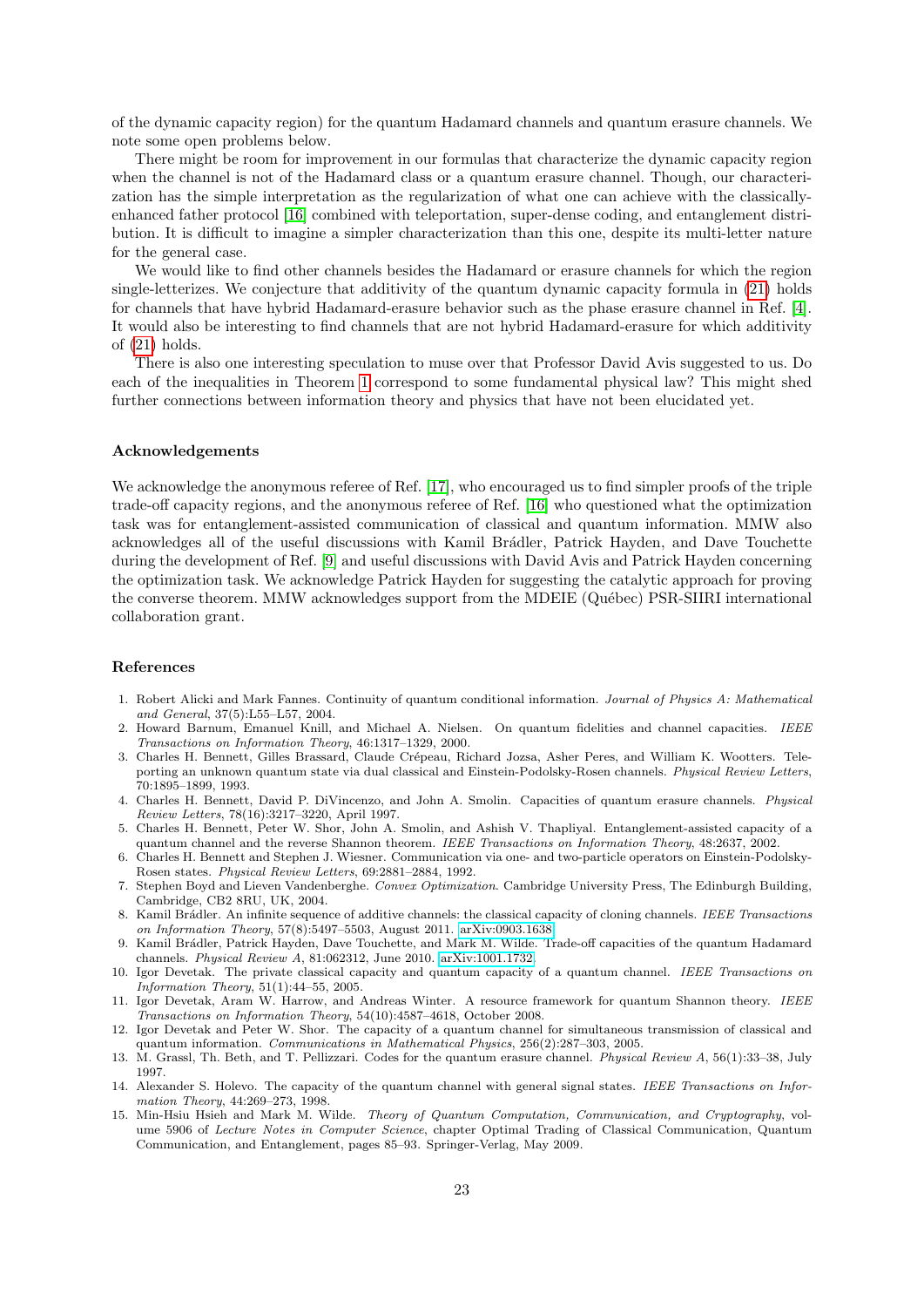of the dynamic capacity region) for the quantum Hadamard channels and quantum erasure channels. We note some open problems below.

There might be room for improvement in our formulas that characterize the dynamic capacity region when the channel is not of the Hadamard class or a quantum erasure channel. Though, our characterization has the simple interpretation as the regularization of what one can achieve with the classically-enhanced father protocol [16] combined with teleportation, super-dense coding, and entanglement distribution. It is difficult to imagine a simpler characterization than this one, despite its multi-letter nature for the general case.

We would like to find other channels besides the Hadamard or erasure channels for which the region single-letterizes. We conjecture that additivity of the quantum dynamic capacity formula in (21) holds for channels that have hybrid Hadamard-erasure behavior such as the phase erasure channel in Ref. [4]. It would also be interesting to find channels that are not hybrid Hadamard-erasure for which additivity of (21) holds.

There is also one interesting speculation to muse over that Professor David Avis suggested to us. Do each of the inequalities in Theorem 1 correspond to some fundamental physical law? This might shed further connections between information theory and physics that have not been elucidated yet.

### Acknowledgements

We acknowledge the anonymous referee of Ref. [17], who encouraged us to find simpler proofs of the triple trade-off capacity regions, and the anonymous referee of Ref. [16] who questioned what the optimization task was for entanglement-assisted communication of classical and quantum information. MMW also acknowledges all of the useful discussions with Kamil Brádler, Patrick Hayden, and Dave Touchette during the development of Ref. [9] and useful discussions with David Avis and Patrick Hayden concerning the optimization task. We acknowledge Patrick Hayden for suggesting the catalytic approach for proving the converse theorem. MMW acknowledges support from the MDEIE (Québec) PSR-SIIRI international collaboration grant.

### References

1. Robert Alicki and Mark Fannes. Continuity of quantum conditional information. *Journal of Physics A: Mathematical and General*, 37(5):L55–L57, 2004.
2. Howard Barnum, Emanuel Knill, and Michael A. Nielsen. On quantum fidelities and channel capacities. *IEEE Transactions on Information Theory*, 46:1317–1329, 2000.
3. Charles H. Bennett, Gilles Brassard, Claude Crépeau, Richard Jozsa, Asher Peres, and William K. Wootters. Teleporting an unknown quantum state via dual classical and Einstein-Podolsky-Rosen channels. *Physical Review Letters*, 70:1895–1899, 1993.
4. Charles H. Bennett, David P. DiVincenzo, and John A. Smolin. Capacities of quantum erasure channels. *Physical Review Letters*, 78(16):3217–3220, April 1997.
5. Charles H. Bennett, Peter W. Shor, John A. Smolin, and Ashish V. Thapliyal. Entanglement-assisted capacity of a quantum channel and the reverse Shannon theorem. *IEEE Transactions on Information Theory*, 48:2637, 2002.
6. Charles H. Bennett and Stephen J. Wiesner. Communication via one- and two-particle operators on Einstein-Podolsky-Rosen states. *Physical Review Letters*, 69:2881–2884, 1992.
7. Stephen Boyd and Lieven Vandenberghe. *Convex Optimization*. Cambridge University Press, The Edinburgh Building, Cambridge, CB2 8RU, UK, 2004.
8. Kamil Brádler. An infinite sequence of additive channels: the classical capacity of cloning channels. *IEEE Transactions on Information Theory*, 57(8):5497–5503, August 2011. arXiv:0903.1638.
9. Kamil Brádler, Patrick Hayden, Dave Touchette, and Mark M. Wilde. Trade-off capacities of the quantum Hadamard channels. *Physical Review A*, 81:062312, June 2010. arXiv:1001.1732.
10. Igor Devetak. The private classical capacity and quantum capacity of a quantum channel. *IEEE Transactions on Information Theory*, 51(1):44–55, 2005.
11. Igor Devetak, Aram W. Harrow, and Andreas Winter. A resource framework for quantum Shannon theory. *IEEE Transactions on Information Theory*, 54(10):4587–4618, October 2008.
12. Igor Devetak and Peter W. Shor. The capacity of a quantum channel for simultaneous transmission of classical and quantum information. *Communications in Mathematical Physics*, 256(2):287–303, 2005.
13. M. Grassl, Th. Beth, and T. Pellizzari. Codes for the quantum erasure channel. *Physical Review A*, 56(1):33–38, July 1997.
14. Alexander S. Holevo. The capacity of the quantum channel with general signal states. *IEEE Transactions on Information Theory*, 44:269–273, 1998.
15. Min-Hsiu Hsieh and Mark M. Wilde. *Theory of Quantum Computation, Communication, and Cryptography*, volume 5906 of *Lecture Notes in Computer Science*, chapter Optimal Trading of Classical Communication, Quantum Communication, and Entanglement, pages 85–93. Springer-Verlag, May 2009.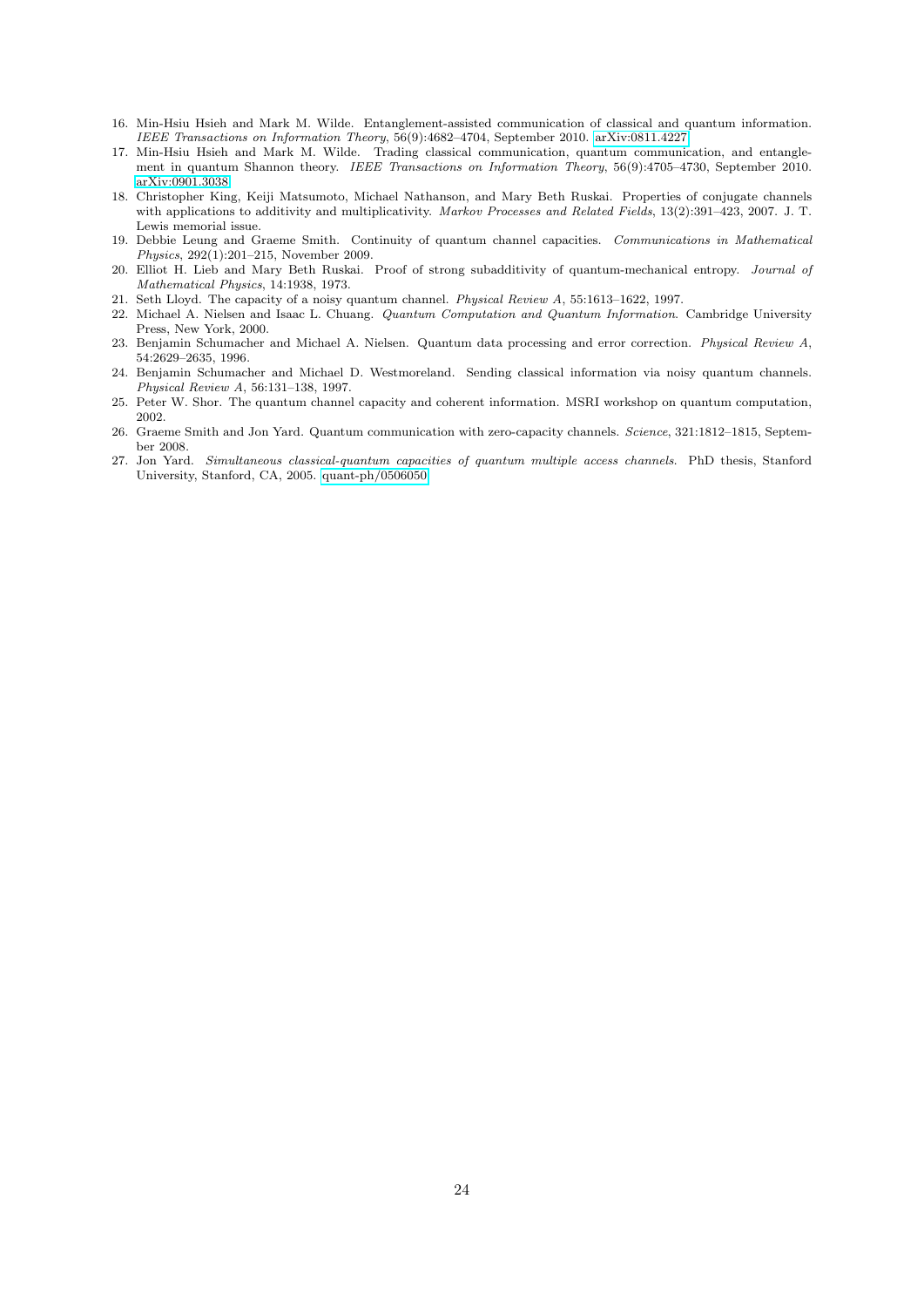16. Min-Hsiu Hsieh and Mark M. Wilde. Entanglement-assisted communication of classical and quantum information. *IEEE Transactions on Information Theory*, 56(9):4682–4704, September 2010. arXiv:0811.4227
17. Min-Hsiu Hsieh and Mark M. Wilde. Trading classical communication, quantum communication, and entanglement in quantum Shannon theory. *IEEE Transactions on Information Theory*, 56(9):4705–4730, September 2010. arXiv:0901.3038
18. Christopher King, Keiji Matsumoto, Michael Nathanson, and Mary Beth Ruskai. Properties of conjugate channels with applications to additivity and multiplicativity. *Markov Processes and Related Fields*, 13(2):391–423, 2007. J. T. Lewis memorial issue.
19. Debbie Leung and Graeme Smith. Continuity of quantum channel capacities. *Communications in Mathematical Physics*, 292(1):201–215, November 2009.
20. Elliot H. Lieb and Mary Beth Ruskai. Proof of strong subadditivity of quantum-mechanical entropy. *Journal of Mathematical Physics*, 14:1938, 1973.
21. Seth Lloyd. The capacity of a noisy quantum channel. *Physical Review A*, 55:1613–1622, 1997.
22. Michael A. Nielsen and Isaac L. Chuang. *Quantum Computation and Quantum Information*. Cambridge University Press, New York, 2000.
23. Benjamin Schumacher and Michael A. Nielsen. Quantum data processing and error correction. *Physical Review A*, 54:2629–2635, 1996.
24. Benjamin Schumacher and Michael D. Westmoreland. Sending classical information via noisy quantum channels. *Physical Review A*, 56:131–138, 1997.
25. Peter W. Shor. The quantum channel capacity and coherent information. MSRI workshop on quantum computation, 2002.
26. Graeme Smith and Jon Yard. Quantum communication with zero-capacity channels. *Science*, 321:1812–1815, September 2008.
27. Jon Yard. *Simultaneous classical-quantum capacities of quantum multiple access channels*. PhD thesis, Stanford University, Stanford, CA, 2005. quant-ph/0506050